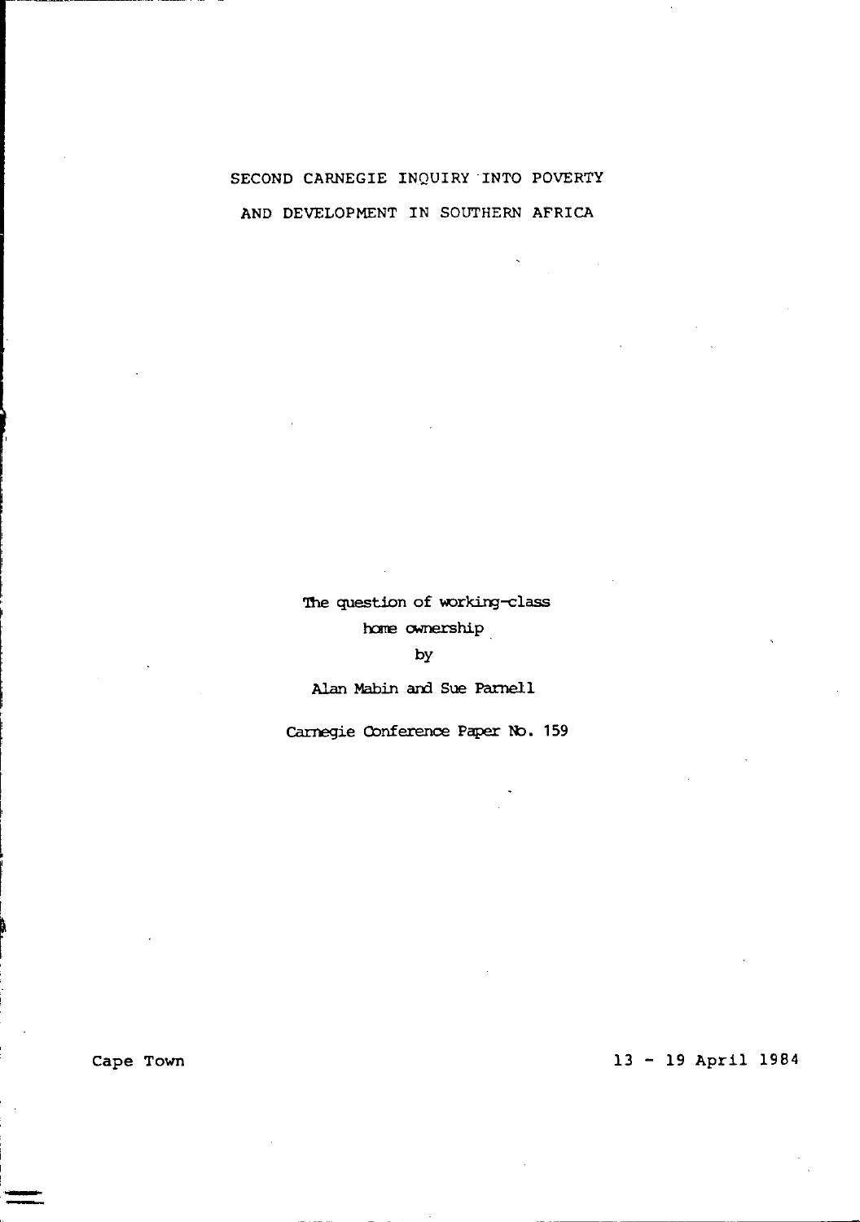# SECOND CARNEGIE INQUIRY INTO POVERTY AND DEVELOPMENT IN SOUTHERN AFRICA

The question of working-class home ownership

by

Alan Mabin and Sue Parnell

Carnegie Conference Paper No. 159

Cape Town

13 - 19 April 1984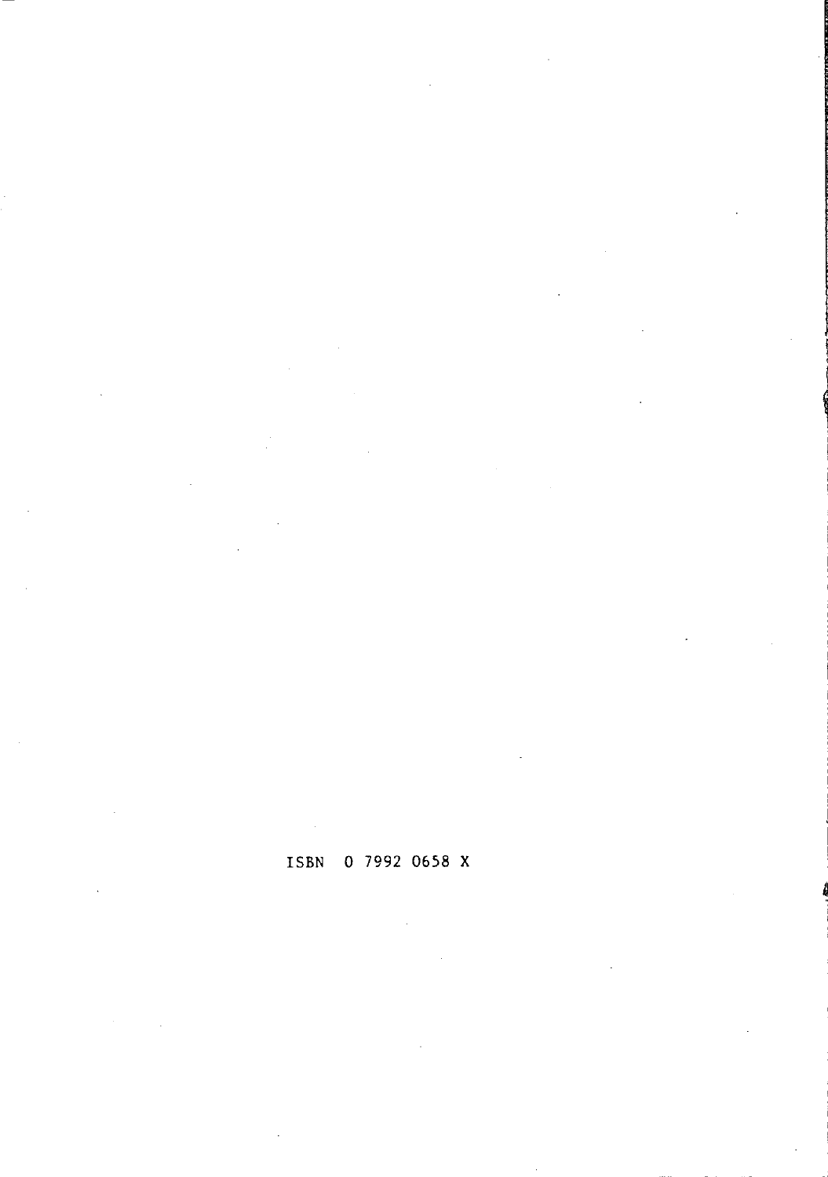ISBN 0 7992 0658 X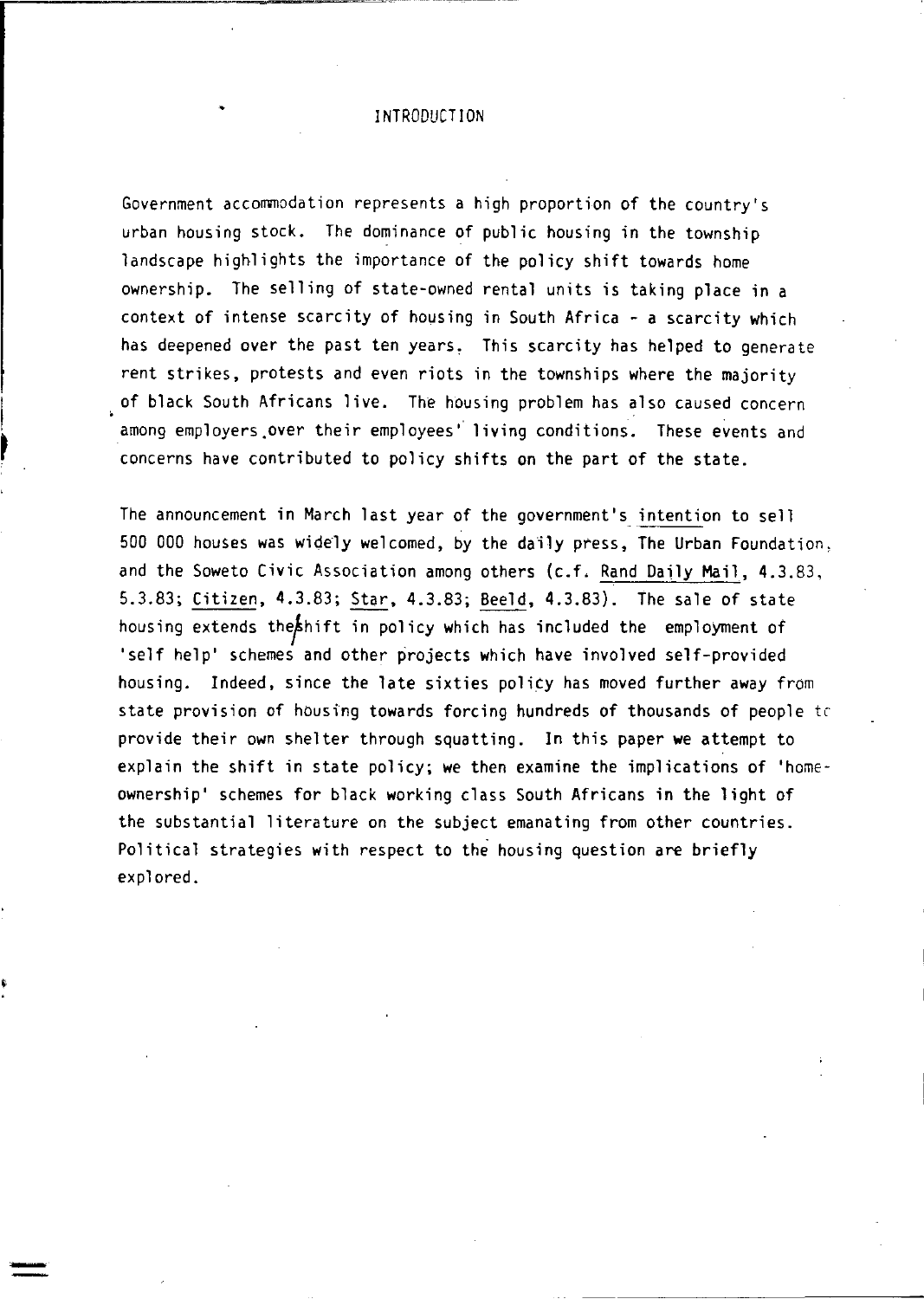# INTRODUCTION

Government accommodation represents a high proportion of the country's urban housing stock. The dominance of public housing in the township landscape highlights the importance of the policy shift towards home ownership. The selling of state-owned rental units is taking place in a context of intense scarcity of housing in South Africa - a scarcity which has deepened over the past ten years. This scarcity has helped to generate rent strikes, protests and even riots in the townships where the majority of black South Africans live. The housing problem has also caused concern among employers over their employees' living conditions. These events and concerns have contributed to policy shifts on the part of the state.

The announcement in March last year of the government's intention to sell 500 000 houses was widely welcomed, by the daily press, The Urban Foundation, and the Soweto Civic Association among others (c.f. Rand Daily Mail, 4.3.83, 5.3.83; Citizen, 4.3.83; Star, 4.3.83; Beeld, 4.3.83). The sale of state housing extends the shift in policy which has included the employment of 'self help' schemes and other projects which have involved self-provided housing. Indeed, since the late sixties policy has moved further away from state provision of housing towards forcing hundreds of thousands of people to provide their own shelter through squatting. In this paper we attempt to explain the shift in state policy; we then examine the implications of 'home-ownership' schemes for black working class South Africans in the light of the substantial literature on the subject emanating from other countries. Political strategies with respect to the housing question are briefly explored.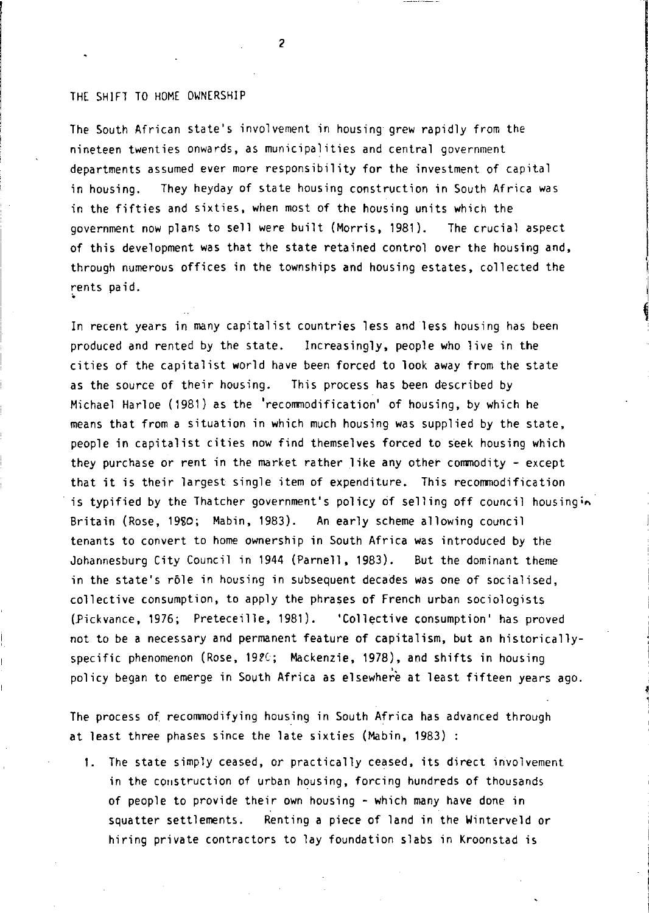## THE SHIFT TO HOME OWNERSHIP

The South African state's involvement in housing grew rapidly from the nineteen twenties onwards, as municipalities and central government departments assumed ever more responsibility for the investment of capital in housing. They heyday of state housing construction in South Africa was in the fifties and sixties, when most of the housing units which the government now plans to sell were built (Morris, 1981). The crucial aspect of this development was that the state retained control over the housing and, through numerous offices in the townships and housing estates, collected the rents paid.

In recent years in many capitalist countries less and less housing has been produced and rented by the state. Increasingly, people who live in the cities of the capitalist world have been forced to look away from the state as the source of their housing. This process has been described by Michael Harloe (1981) as the 'recommodification' of housing, by which he means that from a situation in which much housing was supplied by the state, people in capitalist cities now find themselves forced to seek housing which they purchase or rent in the market rather like any other commodity - except that it is their largest single item of expenditure. This recommodification is typified by the Thatcher government's policy of selling off council housing in Britain (Rose, 1980; Mabin, 1983). An early scheme allowing council tenants to convert to home ownership in South Africa was introduced by the Johannesburg City Council in 1944 (Parnell, 1983). But the dominant theme in the state's rôle in housing in subsequent decades was one of socialised, collective consumption, to apply the phrases of French urban sociologists (Pickvance, 1976; Preteceille, 1981). 'Collective consumption' has proved not to be a necessary and permanent feature of capitalism, but an historically-specific phenomenon (Rose, 1980; Mackenzie, 1978), and shifts in housing policy began to emerge in South Africa as elsewhere at least fifteen years ago.

The process of recommodifying housing in South Africa has advanced through at least three phases since the late sixties (Mabin, 1983) :

1. The state simply ceased, or practically ceased, its direct involvement in the construction of urban housing, forcing hundreds of thousands of people to provide their own housing - which many have done in squatter settlements. Renting a piece of land in the Winterveld or hiring private contractors to lay foundation slabs in Kroonstad is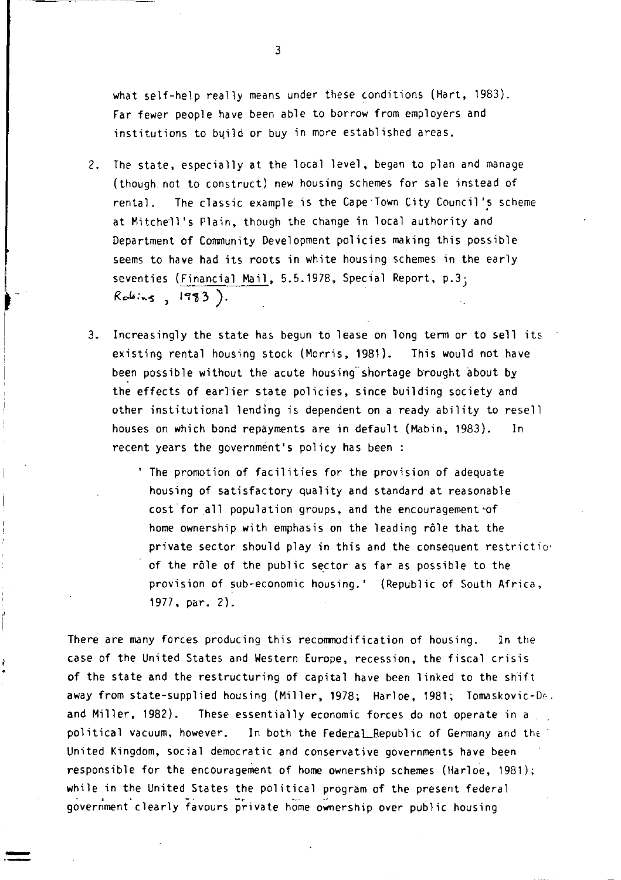what self-help really means under these conditions (Hart, 1983). Far fewer people have been able to borrow from employers and institutions to build or buy in more established areas.

2. The state, especially at the local level, began to plan and manage (though not to construct) new housing schemes for sale instead of rental. The classic example is the Cape Town City Council's scheme at Mitchell's Plain, though the change in local authority and Department of Community Development policies making this possible seems to have had its roots in white housing schemes in the early seventies (Financial Mail, 5.5.1978, Special Report, p.3; Robins, 1983).

3. Increasingly the state has begun to lease on long term or to sell its existing rental housing stock (Morris, 1981). This would not have been possible without the acute housing shortage brought about by the effects of earlier state policies, since building society and other institutional lending is dependent on a ready ability to resell houses on which bond repayments are in default (Mabin, 1983). In recent years the government's policy has been :

   ' The promotion of facilities for the provision of adequate housing of satisfactory quality and standard at reasonable cost for all population groups, and the encouragement of home ownership with emphasis on the leading rôle that the private sector should play in this and the consequent restriction of the rôle of the public sector as far as possible to the provision of sub-economic housing.' (Republic of South Africa, 1977, par. 2).

There are many forces producing this recommodification of housing. In the case of the United States and Western Europe, recession, the fiscal crisis of the state and the restructuring of capital have been linked to the shift away from state-supplied housing (Miller, 1978; Harloe, 1981; Tomaskovic-De. and Miller, 1982). These essentially economic forces do not operate in a political vacuum, however. In both the Federal Republic of Germany and the United Kingdom, social democratic and conservative governments have been responsible for the encouragement of home ownership schemes (Harloe, 1981); while in the United States the political program of the present federal government clearly favours private home ownership over public housing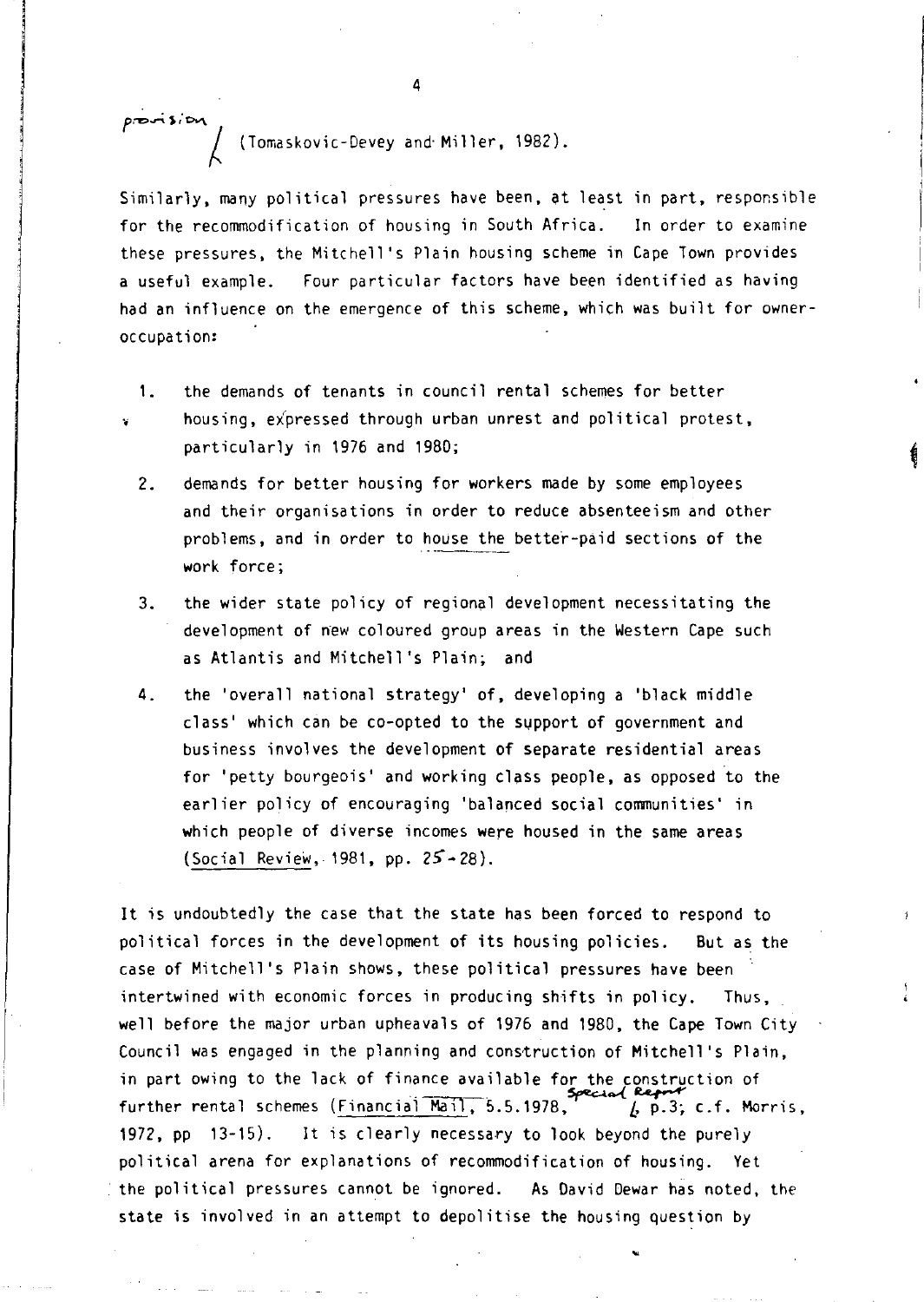provision (Tomaskovic-Devey and Miller, 1982).

Similarly, many political pressures have been, at least in part, responsible for the recommodification of housing in South Africa. In order to examine these pressures, the Mitchell's Plain housing scheme in Cape Town provides a useful example. Four particular factors have been identified as having had an influence on the emergence of this scheme, which was built for owner-occupation:

1. the demands of tenants in council rental schemes for better housing, expressed through urban unrest and political protest, particularly in 1976 and 1980;
2. demands for better housing for workers made by some employees and their organisations in order to reduce absenteeism and other problems, and in order to house the better-paid sections of the work force;
3. the wider state policy of regional development necessitating the development of new coloured group areas in the Western Cape such as Atlantis and Mitchell's Plain; and
4. the 'overall national strategy' of, developing a 'black middle class' which can be co-opted to the support of government and business involves the development of separate residential areas for 'petty bourgeois' and working class people, as opposed to the earlier policy of encouraging 'balanced social communities' in which people of diverse incomes were housed in the same areas (Social Review, 1981, pp. 25-28).

It is undoubtedly the case that the state has been forced to respond to political forces in the development of its housing policies. But as the case of Mitchell's Plain shows, these political pressures have been intertwined with economic forces in producing shifts in policy. Thus, well before the major urban upheavals of 1976 and 1980, the Cape Town City Council was engaged in the planning and construction of Mitchell's Plain, in part owing to the lack of finance available for the construction of further rental schemes (Financial Mail, 5.5.1978, Special Report, p.3; c.f. Morris, 1972, pp 13-15). It is clearly necessary to look beyond the purely political arena for explanations of recommodification of housing. Yet the political pressures cannot be ignored. As David Dewar has noted, the state is involved in an attempt to depolitise the housing question by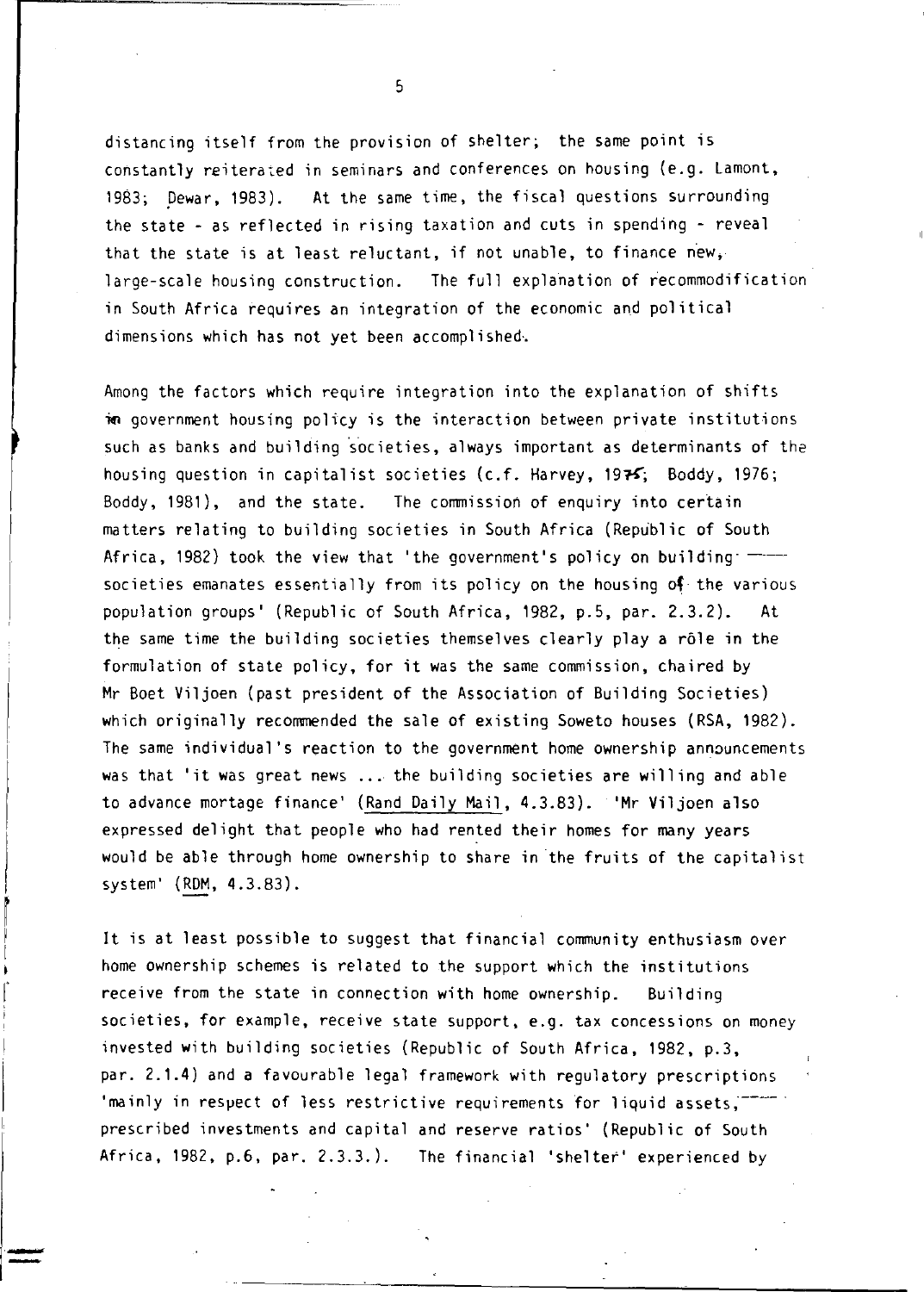distancing itself from the provision of shelter; the same point is constantly reiterated in seminars and conferences on housing (e.g. Lamont, 1983; Dewar, 1983). At the same time, the fiscal questions surrounding the state - as reflected in rising taxation and cuts in spending - reveal that the state is at least reluctant, if not unable, to finance new, large-scale housing construction. The full explanation of recommodification in South Africa requires an integration of the economic and political dimensions which has not yet been accomplished.

Among the factors which require integration into the explanation of shifts in government housing policy is the interaction between private institutions such as banks and building societies, always important as determinants of the housing question in capitalist societies (c.f. Harvey, 1975; Boddy, 1976; Boddy, 1981), and the state. The commission of enquiry into certain matters relating to building societies in South Africa (Republic of South Africa, 1982) took the view that 'the government's policy on building societies emanates essentially from its policy on the housing of the various population groups' (Republic of South Africa, 1982, p.5, par. 2.3.2). At the same time the building societies themselves clearly play a rôle in the formulation of state policy, for it was the same commission, chaired by Mr Boet Viljoen (past president of the Association of Building Societies) which originally recommended the sale of existing Soweto houses (RSA, 1982). The same individual's reaction to the government home ownership announcements was that 'it was great news ... the building societies are willing and able to advance mortage finance' (Rand Daily Mail, 4.3.83). 'Mr Viljoen also expressed delight that people who had rented their homes for many years would be able through home ownership to share in the fruits of the capitalist system' (RDM, 4.3.83).

It is at least possible to suggest that financial community enthusiasm over home ownership schemes is related to the support which the institutions receive from the state in connection with home ownership. Building societies, for example, receive state support, e.g. tax concessions on money invested with building societies (Republic of South Africa, 1982, p.3, par. 2.1.4) and a favourable legal framework with regulatory prescriptions 'mainly in respect of less restrictive requirements for liquid assets, prescribed investments and capital and reserve ratios' (Republic of South Africa, 1982, p.6, par. 2.3.3.). The financial 'shelter' experienced by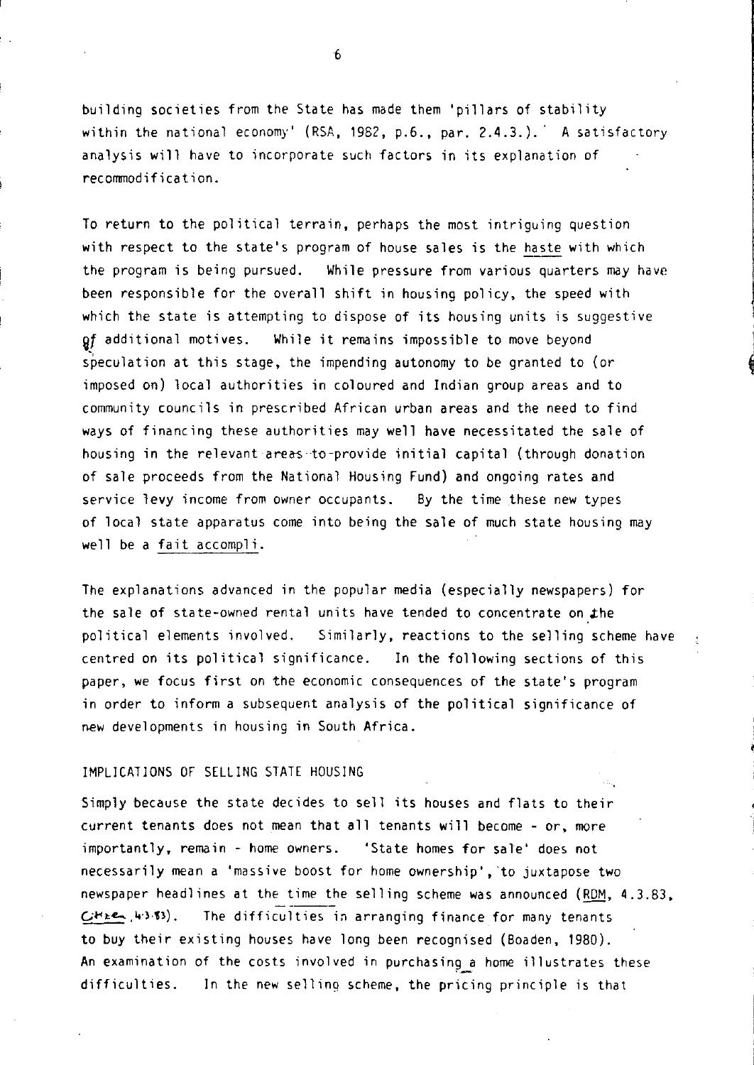building societies from the State has made them 'pillars of stability within the national economy' (RSA, 1982, p.6., par. 2.4.3.). A satisfactory analysis will have to incorporate such factors in its explanation of recommodification.

To return to the political terrain, perhaps the most intriguing question with respect to the state's program of house sales is the haste with which the program is being pursued. While pressure from various quarters may have been responsible for the overall shift in housing policy, the speed with which the state is attempting to dispose of its housing units is suggestive of additional motives. While it remains impossible to move beyond speculation at this stage, the impending autonomy to be granted to (or imposed on) local authorities in coloured and Indian group areas and to community councils in prescribed African urban areas and the need to find ways of financing these authorities may well have necessitated the sale of housing in the relevant areas to provide initial capital (through donation of sale proceeds from the National Housing Fund) and ongoing rates and service levy income from owner occupants. By the time these new types of local state apparatus come into being the sale of much state housing may well be a *fait accompli*.

The explanations advanced in the popular media (especially newspapers) for the sale of state-owned rental units have tended to concentrate on the political elements involved. Similarly, reactions to the selling scheme have centred on its political significance. In the following sections of this paper, we focus first on the economic consequences of the state's program in order to inform a subsequent analysis of the political significance of new developments in housing in South Africa.

## IMPLICATIONS OF SELLING STATE HOUSING

Simply because the state decides to sell its houses and flats to their current tenants does not mean that all tenants will become - or, more importantly, remain - home owners. 'State homes for sale' does not necessarily mean a 'massive boost for home ownership', to juxtapose two newspaper headlines at the time the selling scheme was announced (RDM, 4.3.83, Citizen, 4.3.83). The difficulties in arranging finance for many tenants to buy their existing houses have long been recognised (Boaden, 1980). An examination of the costs involved in purchasing a home illustrates these difficulties. In the new selling scheme, the pricing principle is that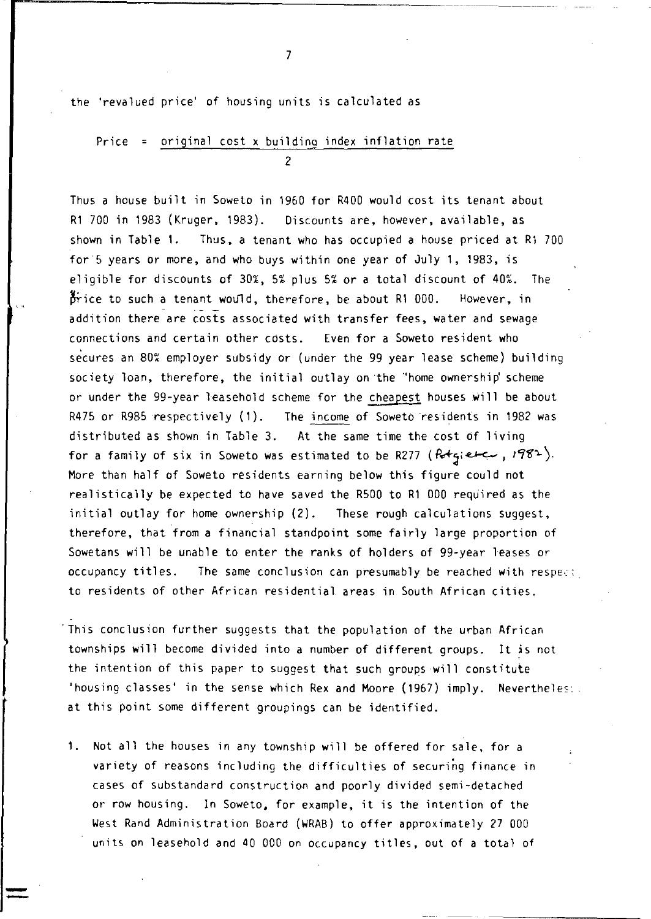the 'revalued price' of housing units is calculated as

$$\text{Price} = \frac{\text{original cost} \times \text{building index inflation rate}}{2}$$

Thus a house built in Soweto in 1960 for R400 would cost its tenant about R1 700 in 1983 (Kruger, 1983). Discounts are, however, available, as shown in Table 1. Thus, a tenant who has occupied a house priced at R1 700 for 5 years or more, and who buys within one year of July 1, 1983, is eligible for discounts of 30%, 5% plus 5% or a total discount of 40%. The price to such a tenant would, therefore, be about R1 000. However, in addition there are costs associated with transfer fees, water and sewage connections and certain other costs. Even for a Soweto resident who secures an 80% employer subsidy or (under the 99 year lease scheme) building society loan, therefore, the initial outlay on the "home ownership" scheme or under the 99-year leasehold scheme for the <u>cheapest</u> houses will be about R475 or R985 respectively (1). The <u>income</u> of Soweto residents in 1982 was distributed as shown in Table 3. At the same time the cost of living for a family of six in Soweto was estimated to be R277 (Potgieter, 1982). More than half of Soweto residents earning below this figure could not realistically be expected to have saved the R500 to R1 000 required as the initial outlay for home ownership (2). These rough calculations suggest, therefore, that from a financial standpoint some fairly large proportion of Sowetans will be unable to enter the ranks of holders of 99-year leases or occupancy titles. The same conclusion can presumably be reached with respect to residents of other African residential areas in South African cities.

This conclusion further suggests that the population of the urban African townships will become divided into a number of different groups. It is not the intention of this paper to suggest that such groups will constitute 'housing classes' in the sense which Rex and Moore (1967) imply. Nevertheless, at this point some different groupings can be identified.

1. Not all the houses in any township will be offered for sale, for a variety of reasons including the difficulties of securing finance in cases of substandard construction and poorly divided semi-detached or row housing. In Soweto, for example, it is the intention of the West Rand Administration Board (WRAB) to offer approximately 27 000 units on leasehold and 40 000 on occupancy titles, out of a total of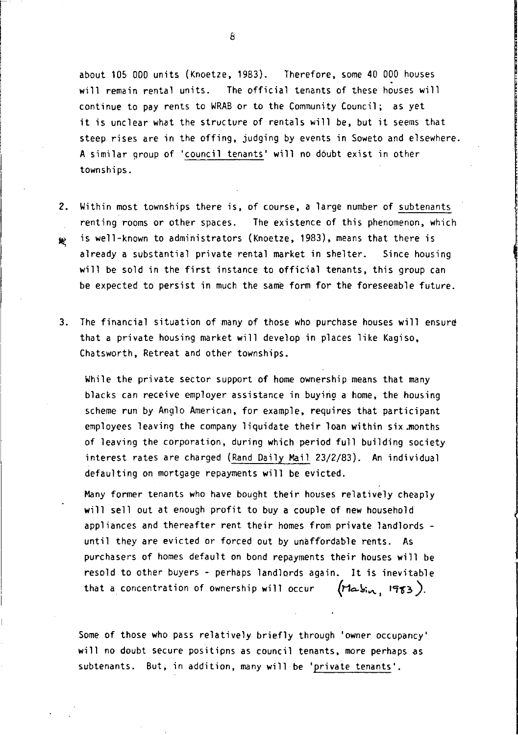about 105 000 units (Knoetze, 1983). Therefore, some 40 000 houses will remain rental units. The official tenants of these houses will continue to pay rents to WRAB or to the Community Council; as yet it is unclear what the structure of rentals will be, but it seems that steep rises are in the offing, judging by events in Soweto and elsewhere. A similar group of 'council tenants' will no doubt exist in other townships.

2. Within most townships there is, of course, a large number of subtenants renting rooms or other spaces. The existence of this phenomenon, which is well-known to administrators (Knoetze, 1983), means that there is already a substantial private rental market in shelter. Since housing will be sold in the first instance to official tenants, this group can be expected to persist in much the same form for the foreseeable future.

3. The financial situation of many of those who purchase houses will ensure that a private housing market will develop in places like Kagiso, Chatsworth, Retreat and other townships.

   While the private sector support of home ownership means that many blacks can receive employer assistance in buying a home, the housing scheme run by Anglo American, for example, requires that participant employees leaving the company liquidate their loan within six months of leaving the corporation, during which period full building society interest rates are charged (Rand Daily Mail 23/2/83). An individual defaulting on mortgage repayments will be evicted.

   Many former tenants who have bought their houses relatively cheaply will sell out at enough profit to buy a couple of new household appliances and thereafter rent their homes from private landlords - until they are evicted or forced out by unaffordable rents. As purchasers of homes default on bond repayments their houses will be resold to other buyers - perhaps landlords again. It is inevitable that a concentration of ownership will occur (Mabin, 1983).

Some of those who pass relatively briefly through 'owner occupancy' will no doubt secure positipns as council tenants, more perhaps as subtenants. But, in addition, many will be 'private tenants'.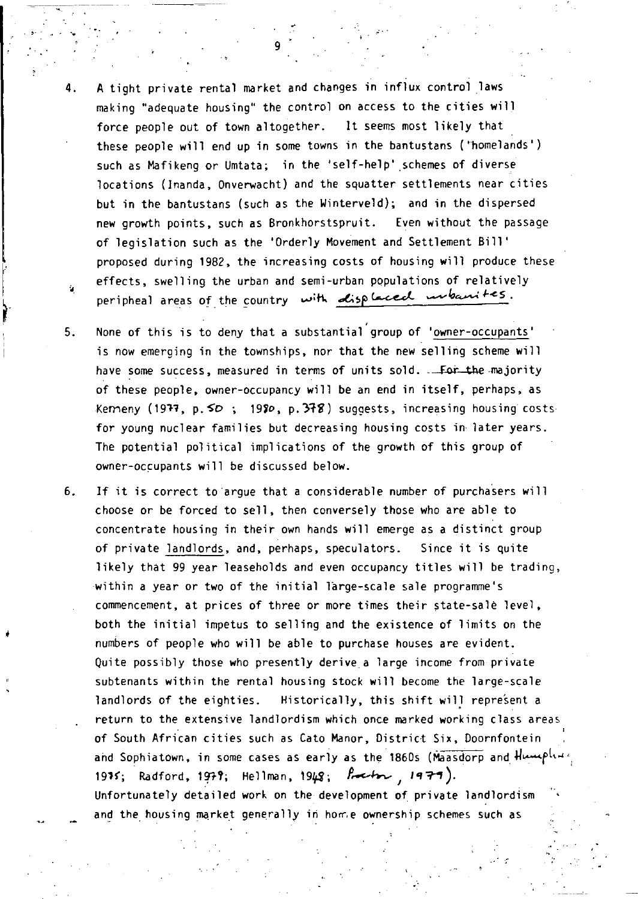4. A tight private rental market and changes in influx control laws making "adequate housing" the control on access to the cities will force people out of town altogether. It seems most likely that these people will end up in some towns in the bantustans ('homelands') such as Mafikeng or Umtata; in the 'self-help' schemes of diverse locations (Inanda, Onverwacht) and the squatter settlements near cities but in the bantustans (such as the Winterveld); and in the dispersed new growth points, such as Bronkhorstspruit. Even without the passage of legislation such as the 'Orderly Movement and Settlement Bill' proposed during 1982, the increasing costs of housing will produce these effects, swelling the urban and semi-urban populations of relatively peripheal areas of the country with displaced urbanites.

5. None of this is to deny that a substantial group of 'owner-occupants' is now emerging in the townships, nor that the new selling scheme will have some success, measured in terms of units sold. ~~For the~~ majority of these people, owner-occupancy will be an end in itself, perhaps, as Kemeny (1977, p.50 ; 1980, p.378) suggests, increasing housing costs for young nuclear families but decreasing housing costs in later years. The potential political implications of the growth of this group of owner-occupants will be discussed below.

6. If it is correct to argue that a considerable number of purchasers will choose or be forced to sell, then conversely those who are able to concentrate housing in their own hands will emerge as a distinct group of private landlords, and, perhaps, speculators. Since it is quite likely that 99 year leaseholds and even occupancy titles will be trading, within a year or two of the initial large-scale sale programme's commencement, at prices of three or more times their state-sale level, both the initial impetus to selling and the existence of limits on the numbers of people who will be able to purchase houses are evident. Quite possibly those who presently derive a large income from private subtenants within the rental housing stock will become the large-scale landlords of the eighties. Historically, this shift will represent a return to the extensive landlordism which once marked working class areas of South African cities such as Cato Manor, District Six, Doornfontein and Sophiatown, in some cases as early as the 1860s (Maasdorp and Humphreys, 1975; Radford, 1979; Hellman, 1948; Proctor, 1979). Unfortunately detailed work on the development of private landlordism and the housing market generally in home ownership schemes such as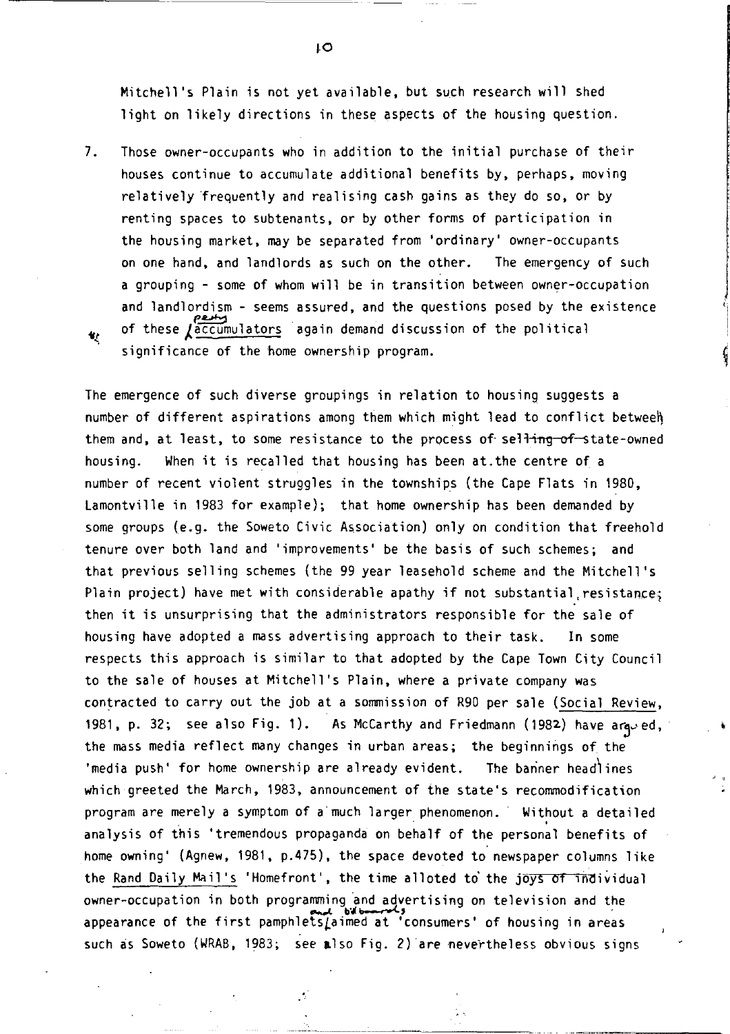Mitchell's Plain is not yet available, but such research will shed light on likely directions in these aspects of the housing question.

7. Those owner-occupants who in addition to the initial purchase of their houses continue to accumulate additional benefits by, perhaps, moving relatively frequently and realising cash gains as they do so, or by renting spaces to subtenants, or by other forms of participation in the housing market, may be separated from 'ordinary' owner-occupants on one hand, and landlords as such on the other. The emergency of such a grouping - some of whom will be in transition between owner-occupation and landlordism - seems assured, and the questions posed by the existence of these petty accumulators again demand discussion of the political significance of the home ownership program.

The emergence of such diverse groupings in relation to housing suggests a number of different aspirations among them which might lead to conflict between them and, at least, to some resistance to the process of state-owned housing. When it is recalled that housing has been at the centre of a number of recent violent struggles in the townships (the Cape Flats in 1980, Lamontville in 1983 for example); that home ownership has been demanded by some groups (e.g. the Soweto Civic Association) only on condition that freehold tenure over both land and 'improvements' be the basis of such schemes; and that previous selling schemes (the 99 year leasehold scheme and the Mitchell's Plain project) have met with considerable apathy if not substantial resistance; then it is unsurprising that the administrators responsible for the sale of housing have adopted a mass advertising approach to their task. In some respects this approach is similar to that adopted by the Cape Town City Council to the sale of houses at Mitchell's Plain, where a private company was contracted to carry out the job at a sommission of R90 per sale (Social Review, 1981, p. 32; see also Fig. 1). As McCarthy and Friedmann (1982) have argued, the mass media reflect many changes in urban areas; the beginnings of the 'media push' for home ownership are already evident. The banner headlines which greeted the March, 1983, announcement of the state's recommodification program are merely a symptom of a much larger phenomenon. Without a detailed analysis of this 'tremendous propaganda on behalf of the personal benefits of home owning' (Agnew, 1981, p.475), the space devoted to newspaper columns like the Rand Daily Mail's 'Homefront', the time alloted to the individual owner-occupation in both programming and advertising on television and the appearance of the first pamphlets and billboards aimed at 'consumers' of housing in areas such as Soweto (WRAB, 1983; see also Fig. 2) are nevertheless obvious signs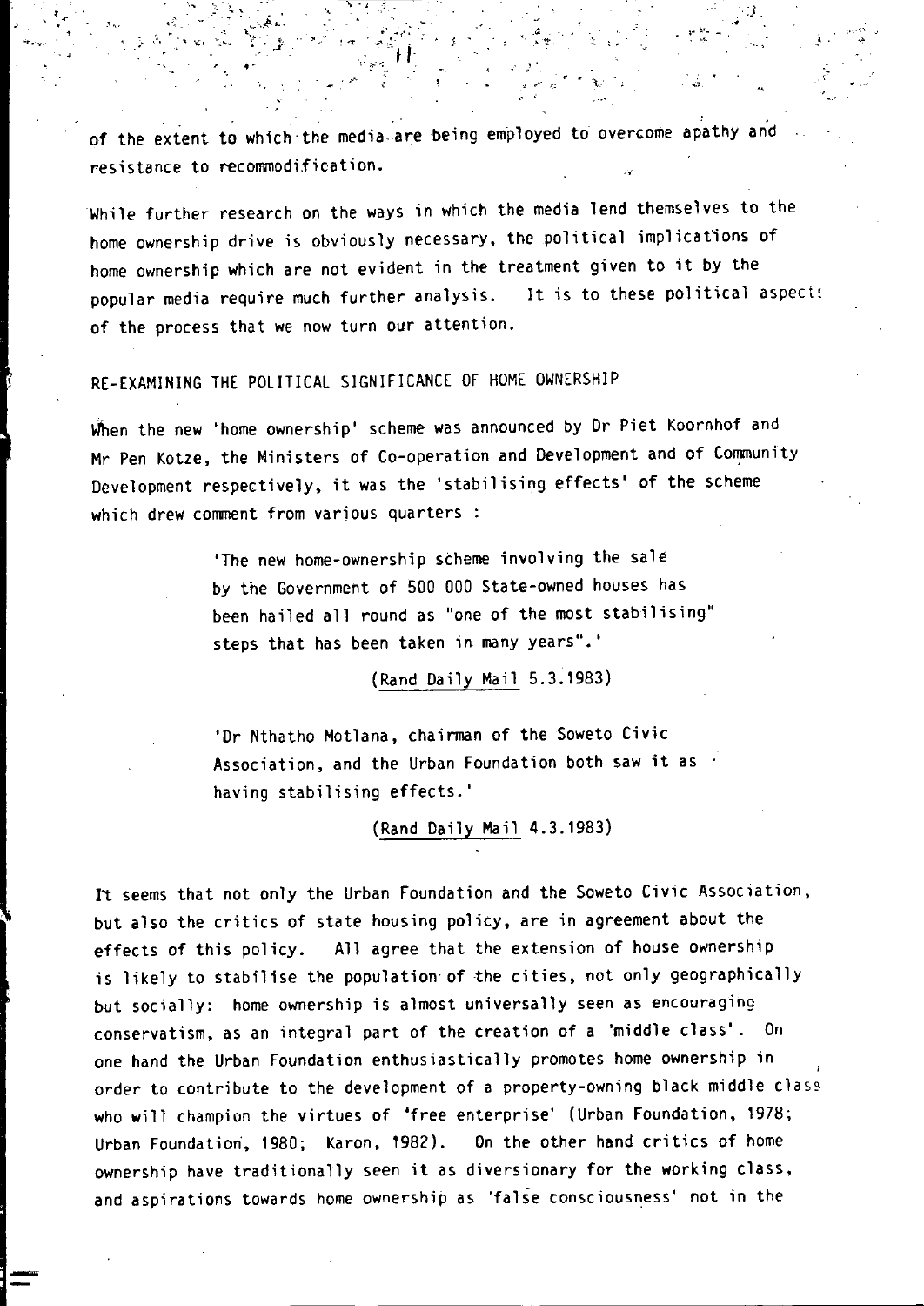of the extent to which the media are being employed to overcome apathy and resistance to recommodification.

While further research on the ways in which the media lend themselves to the home ownership drive is obviously necessary, the political implications of home ownership which are not evident in the treatment given to it by the popular media require much further analysis. It is to these political aspects of the process that we now turn our attention.

## RE-EXAMINING THE POLITICAL SIGNIFICANCE OF HOME OWNERSHIP

When the new 'home ownership' scheme was announced by Dr Piet Koornhof and Mr Pen Kotze, the Ministers of Co-operation and Development and of Community Development respectively, it was the 'stabilising effects' of the scheme which drew comment from various quarters :

> 'The new home-ownership scheme involving the sale by the Government of 500 000 State-owned houses has been hailed all round as "one of the most stabilising" steps that has been taken in many years".'
>
> (Rand Daily Mail 5.3.1983)

> 'Dr Nthatho Motlana, chairman of the Soweto Civic Association, and the Urban Foundation both saw it as having stabilising effects.'
>
> (Rand Daily Mail 4.3.1983)

It seems that not only the Urban Foundation and the Soweto Civic Association, but also the critics of state housing policy, are in agreement about the effects of this policy. All agree that the extension of house ownership is likely to stabilise the population of the cities, not only geographically but socially: home ownership is almost universally seen as encouraging conservatism, as an integral part of the creation of a 'middle class'. On one hand the Urban Foundation enthusiastically promotes home ownership in order to contribute to the development of a property-owning black middle class who will champion the virtues of 'free enterprise' (Urban Foundation, 1978; Urban Foundation, 1980; Karon, 1982). On the other hand critics of home ownership have traditionally seen it as diversionary for the working class, and aspirations towards home ownership as 'false consciousness' not in the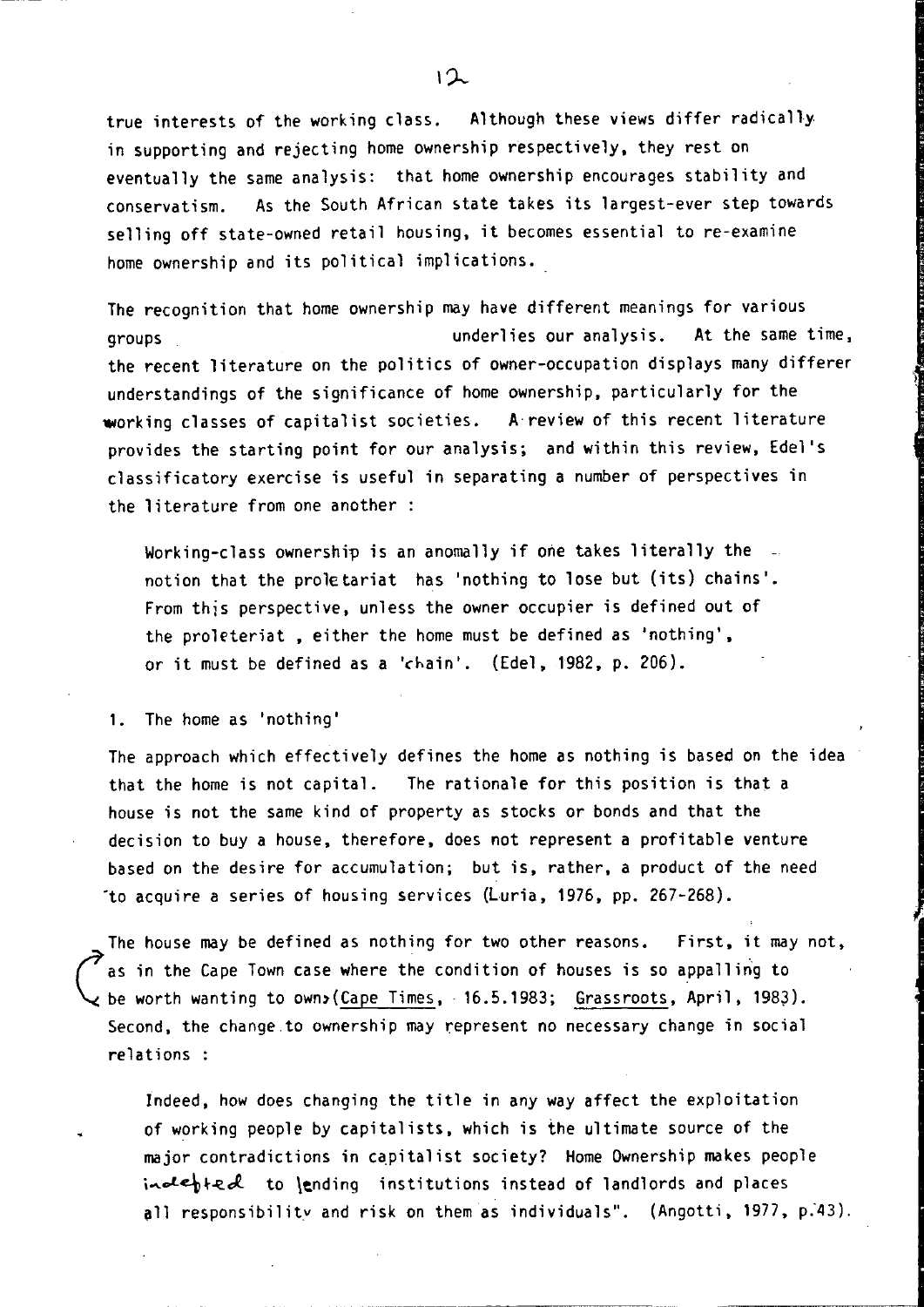true interests of the working class. Although these views differ radically in supporting and rejecting home ownership respectively, they rest on eventually the same analysis: that home ownership encourages stability and conservatism. As the South African state takes its largest-ever step towards selling off state-owned retail housing, it becomes essential to re-examine home ownership and its political implications.

The recognition that home ownership may have different meanings for various groups underlies our analysis. At the same time, the recent literature on the politics of owner-occupation displays many differer understandings of the significance of home ownership, particularly for the working classes of capitalist societies. A review of this recent literature provides the starting point for our analysis; and within this review, Edel's classificatory exercise is useful in separating a number of perspectives in the literature from one another :

> Working-class ownership is an anomally if one takes literally the notion that the proletariat has 'nothing to lose but (its) chains'. From this perspective, unless the owner occupier is defined out of the proleteriat , either the home must be defined as 'nothing', or it must be defined as a 'chain'. (Edel, 1982, p. 206).

1. The home as 'nothing'

The approach which effectively defines the home as nothing is based on the idea that the home is not capital. The rationale for this position is that a house is not the same kind of property as stocks or bonds and that the decision to buy a house, therefore, does not represent a profitable venture based on the desire for accumulation; but is, rather, a product of the need to acquire a series of housing services (Luria, 1976, pp. 267-268).

The house may be defined as nothing for two other reasons. First, it may not, as in the Cape Town case where the condition of houses is so appalling to be worth wanting to own (Cape Times, 16.5.1983; Grassroots, April, 1983). Second, the change to ownership may represent no necessary change in social relations :

> Indeed, how does changing the title in any way affect the exploitation of working people by capitalists, which is the ultimate source of the major contradictions in capitalist society? Home Ownership makes people indebted to lending institutions instead of landlords and places all responsibility and risk on them as individuals". (Angotti, 1977, p.43).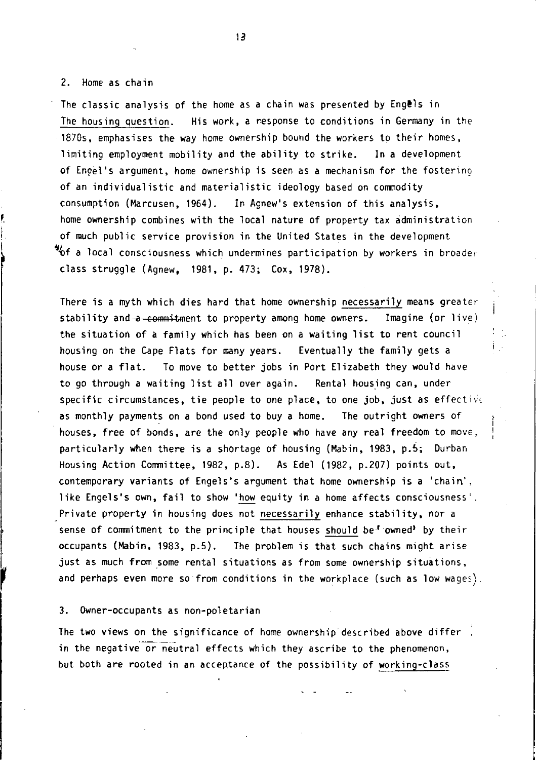## 2. Home as chain

The classic analysis of the home as a chain was presented by Engels in The housing question. His work, a response to conditions in Germany in the 1870s, emphasises the way home ownership bound the workers to their homes, limiting employment mobility and the ability to strike. In a development of Engel's argument, home ownership is seen as a mechanism for the fostering of an individualistic and materialistic ideology based on commodity consumption (Marcusen, 1964). In Agnew's extension of this analysis, home ownership combines with the local nature of property tax administration of much public service provision in the United States in the development of a local consciousness which undermines participation by workers in broader class struggle (Agnew, 1981, p. 473; Cox, 1978).

There is a myth which dies hard that home ownership necessarily means greater stability and ~~a commitment~~ to property among home owners. Imagine (or live) the situation of a family which has been on a waiting list to rent council housing on the Cape Flats for many years. Eventually the family gets a house or a flat. To move to better jobs in Port Elizabeth they would have to go through a waiting list all over again. Rental housing can, under specific circumstances, tie people to one place, to one job, just as effective as monthly payments on a bond used to buy a home. The outright owners of houses, free of bonds, are the only people who have any real freedom to move, particularly when there is a shortage of housing (Mabin, 1983, p.5; Durban Housing Action Committee, 1982, p.8). As Edel (1982, p.207) points out, contemporary variants of Engels's argument that home ownership is a 'chain', like Engels's own, fail to show 'how equity in a home affects consciousness'. Private property in housing does not necessarily enhance stability, nor a sense of commitment to the principle that houses should be 'owned' by their occupants (Mabin, 1983, p.5). The problem is that such chains might arise just as much from some rental situations as from some ownership situations, and perhaps even more so from conditions in the workplace (such as low wages).

## 3. Owner-occupants as non-poletarian

The two views on the significance of home ownership described above differ in the negative or neutral effects which they ascribe to the phenomenon, but both are rooted in an acceptance of the possibility of working-class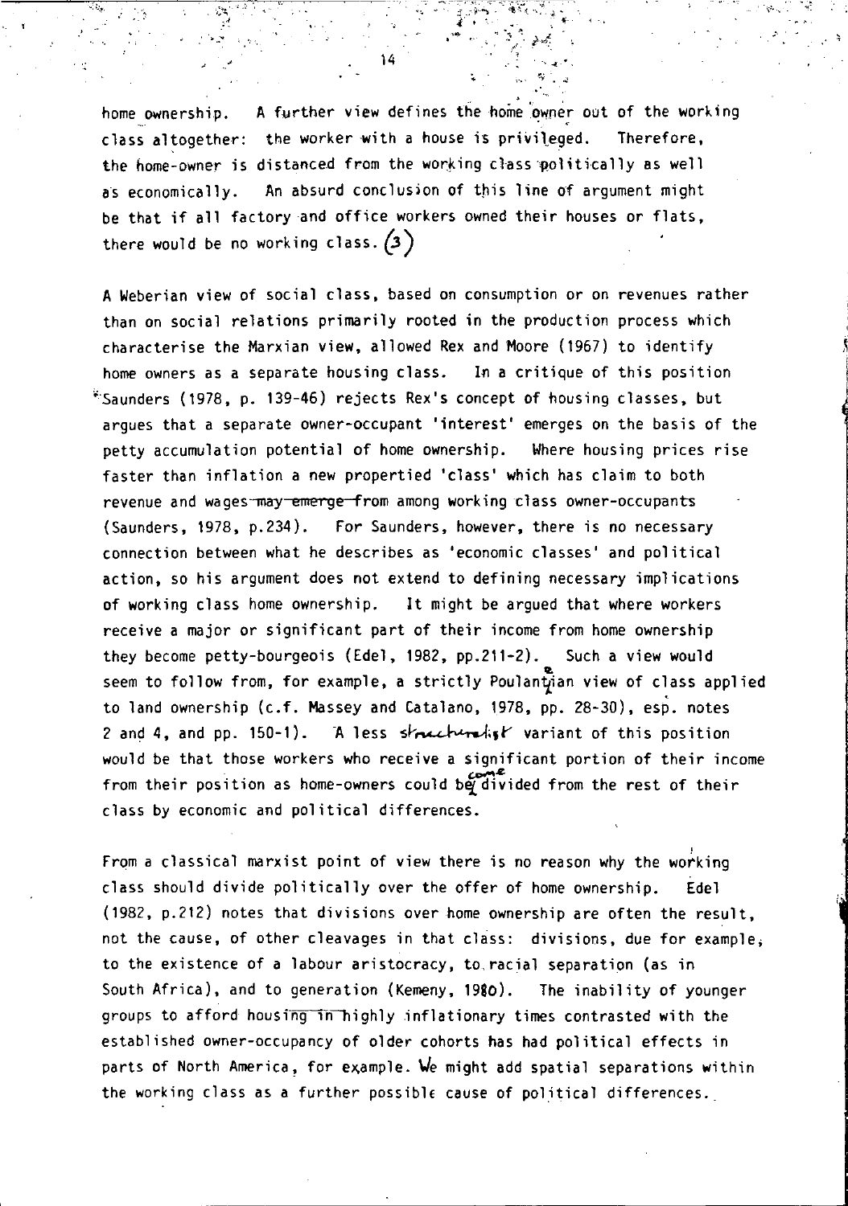home ownership. A further view defines the home owner out of the working class altogether: the worker with a house is privileged. Therefore, the home-owner is distanced from the working class politically as well as economically. An absurd conclusion of this line of argument might be that if all factory and office workers owned their houses or flats, there would be no working class. (3)

A Weberian view of social class, based on consumption or on revenues rather than on social relations primarily rooted in the production process which characterise the Marxian view, allowed Rex and Moore (1967) to identify home owners as a separate housing class. In a critique of this position Saunders (1978, p. 139-46) rejects Rex's concept of housing classes, but argues that a separate owner-occupant 'interest' emerges on the basis of the petty accumulation potential of home ownership. Where housing prices rise faster than inflation a new propertied 'class' which has claim to both revenue and wages ~~may emerge from~~ among working class owner-occupants (Saunders, 1978, p.234). For Saunders, however, there is no necessary connection between what he describes as 'economic classes' and political action, so his argument does not extend to defining necessary implications of working class home ownership. It might be argued that where workers receive a major or significant part of their income from home ownership they become petty-bourgeois (Edel, 1982, pp.211-2). Such a view would seem to follow from, for example, a strictly Poulantzian view of class applied to land ownership (c.f. Massey and Catalano, 1978, pp. 28-30), esp. notes 2 and 4, and pp. 150-1). A less structuralist variant of this position would be that those workers who receive a significant portion of their income from their position as home-owners could become divided from the rest of their class by economic and political differences.

From a classical marxist point of view there is no reason why the working class should divide politically over the offer of home ownership. Edel (1982, p.212) notes that divisions over home ownership are often the result, not the cause, of other cleavages in that class: divisions, due for example, to the existence of a labour aristocracy, to racial separation (as in South Africa), and to generation (Kemeny, 1980). The inability of younger groups to afford housing in highly inflationary times contrasted with the established owner-occupancy of older cohorts has had political effects in parts of North America, for example. We might add spatial separations within the working class as a further possible cause of political differences.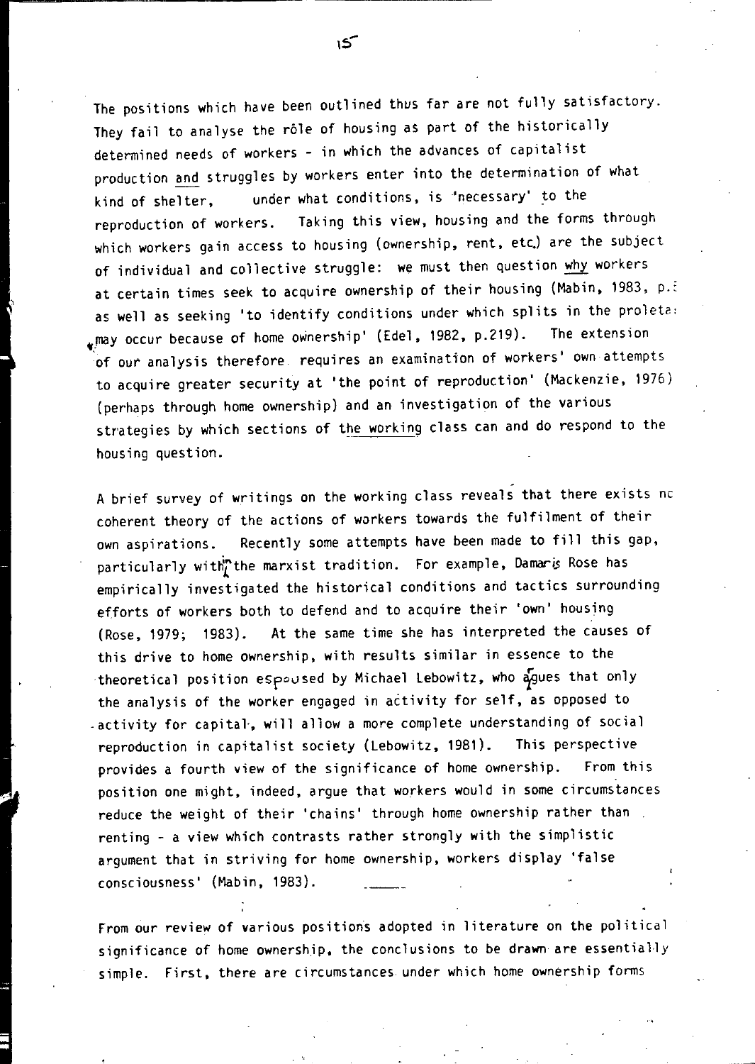The positions which have been outlined thus far are not fully satisfactory. They fail to analyse the rôle of housing as part of the historically determined needs of workers - in which the advances of capitalist production and struggles by workers enter into the determination of what kind of shelter, under what conditions, is 'necessary' to the reproduction of workers. Taking this view, housing and the forms through which workers gain access to housing (ownership, rent, etc.) are the subject of individual and collective struggle: we must then question why workers at certain times seek to acquire ownership of their housing (Mabin, 1983, p.: as well as seeking 'to identify conditions under which splits in the proleta: may occur because of home ownership' (Edel, 1982, p.219). The extension of our analysis therefore requires an examination of workers' own attempts to acquire greater security at 'the point of reproduction' (Mackenzie, 1976) (perhaps through home ownership) and an investigation of the various strategies by which sections of the working class can and do respond to the housing question.

A brief survey of writings on the working class reveals that there exists nc coherent theory of the actions of workers towards the fulfilment of their own aspirations. Recently some attempts have been made to fill this gap, particularly within the marxist tradition. For example, Damaris Rose has empirically investigated the historical conditions and tactics surrounding efforts of workers both to defend and to acquire their 'own' housing (Rose, 1979; 1983). At the same time she has interpreted the causes of this drive to home ownership, with results similar in essence to the theoretical position espoused by Michael Lebowitz, who argues that only the analysis of the worker engaged in activity for self, as opposed to activity for capital, will allow a more complete understanding of social reproduction in capitalist society (Lebowitz, 1981). This perspective provides a fourth view of the significance of home ownership. From this position one might, indeed, argue that workers would in some circumstances reduce the weight of their 'chains' through home ownership rather than renting - a view which contrasts rather strongly with the simplistic argument that in striving for home ownership, workers display 'false consciousness' (Mabin, 1983).

From our review of various positions adopted in literature on the political significance of home ownership, the conclusions to be drawn are essentially simple. First, there are circumstances under which home ownership forms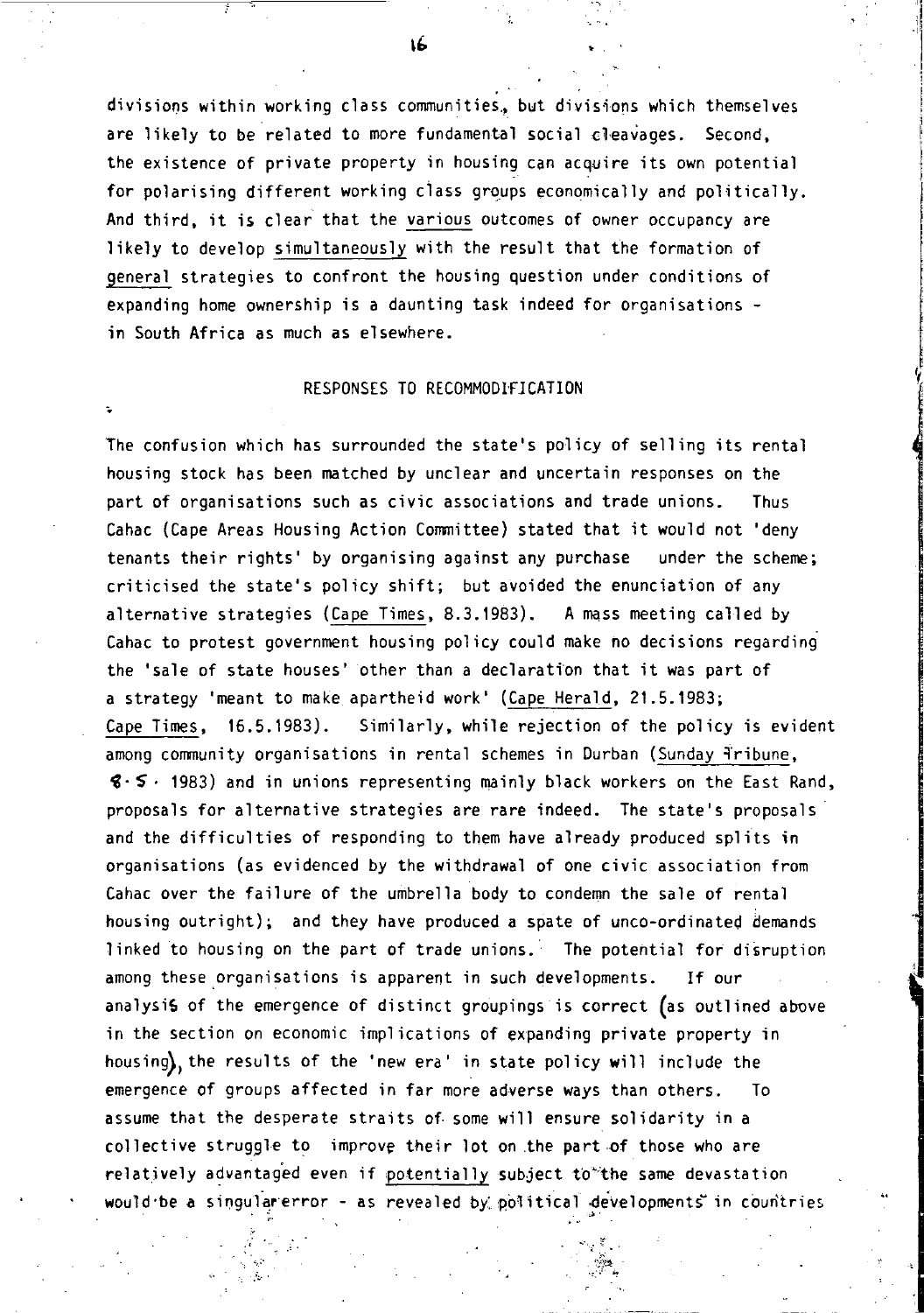divisions within working class communities, but divisions which themselves are likely to be related to more fundamental social cleavages. Second, the existence of private property in housing can acquire its own potential for polarising different working class groups economically and politically. And third, it is clear that the various outcomes of owner occupancy are likely to develop simultaneously with the result that the formation of general strategies to confront the housing question under conditions of expanding home ownership is a daunting task indeed for organisations - in South Africa as much as elsewhere.

## RESPONSES TO RECOMMODIFICATION

The confusion which has surrounded the state's policy of selling its rental housing stock has been matched by unclear and uncertain responses on the part of organisations such as civic associations and trade unions. Thus Cahac (Cape Areas Housing Action Committee) stated that it would not 'deny tenants their rights' by organising against any purchase under the scheme; criticised the state's policy shift; but avoided the enunciation of any alternative strategies (Cape Times, 8.3.1983). A mass meeting called by Cahac to protest government housing policy could make no decisions regarding the 'sale of state houses' other than a declaration that it was part of a strategy 'meant to make apartheid work' (Cape Herald, 21.5.1983; Cape Times, 16.5.1983). Similarly, while rejection of the policy is evident among community organisations in rental schemes in Durban (Sunday Tribune, 8.5. 1983) and in unions representing mainly black workers on the East Rand, proposals for alternative strategies are rare indeed. The state's proposals and the difficulties of responding to them have already produced splits in organisations (as evidenced by the withdrawal of one civic association from Cahac over the failure of the umbrella body to condemn the sale of rental housing outright); and they have produced a spate of unco-ordinated demands linked to housing on the part of trade unions. The potential for disruption among these organisations is apparent in such developments. If our analysis of the emergence of distinct groupings is correct (as outlined above in the section on economic implications of expanding private property in housing), the results of the 'new era' in state policy will include the emergence of groups affected in far more adverse ways than others. To assume that the desperate straits of some will ensure solidarity in a collective struggle to improve their lot on the part of those who are relatively advantaged even if potentially subject to the same devastation would be a singular error - as revealed by political developments in countries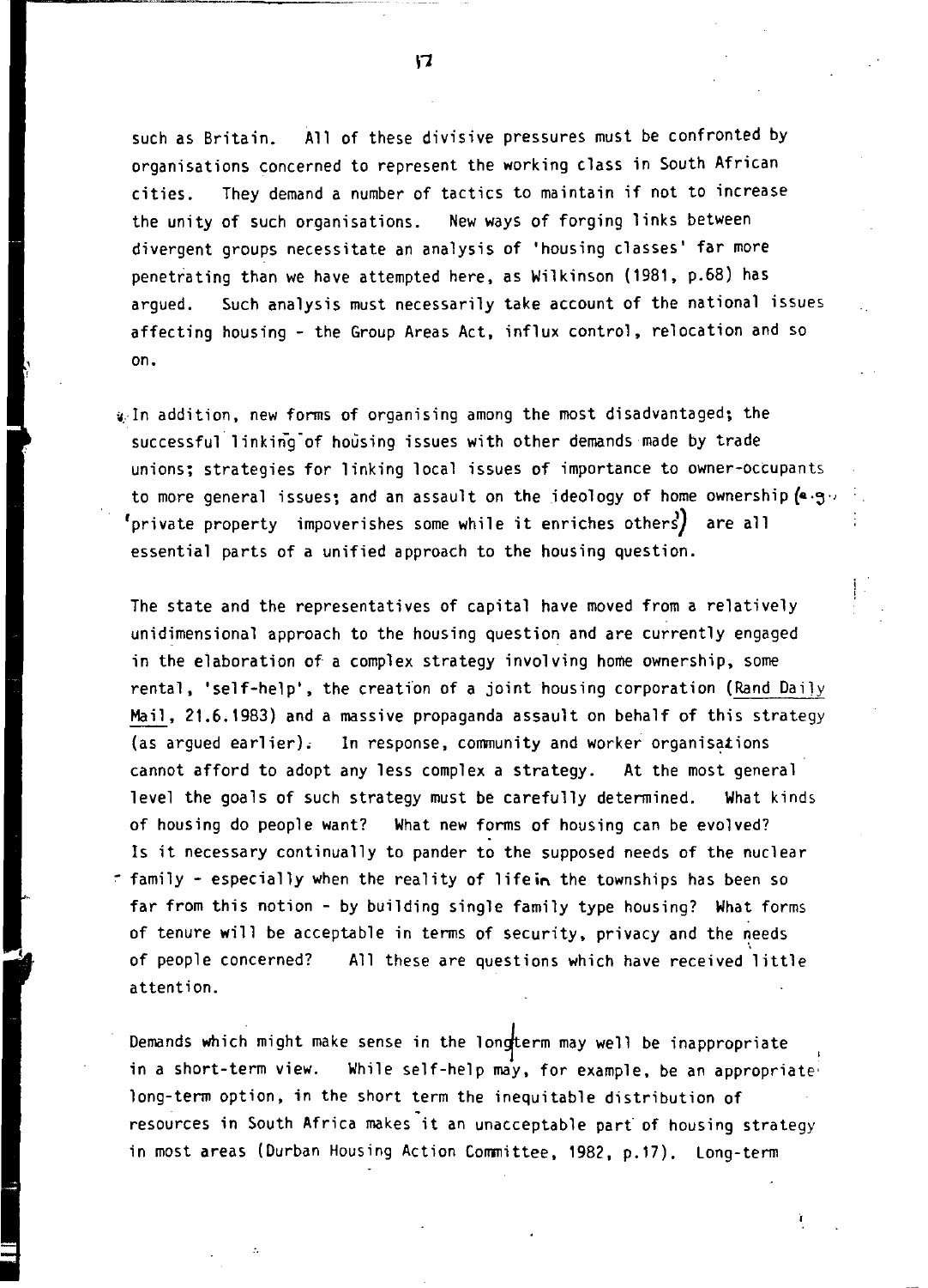such as Britain. All of these divisive pressures must be confronted by organisations concerned to represent the working class in South African cities. They demand a number of tactics to maintain if not to increase the unity of such organisations. New ways of forging links between divergent groups necessitate an analysis of 'housing classes' far more penetrating than we have attempted here, as Wilkinson (1981, p.68) has argued. Such analysis must necessarily take account of the national issues affecting housing - the Group Areas Act, influx control, relocation and so on.

In addition, new forms of organising among the most disadvantaged; the successful linking of housing issues with other demands made by trade unions; strategies for linking local issues of importance to owner-occupants to more general issues; and an assault on the ideology of home ownership (e.g. 'private property impoverishes some while it enriches others') are all essential parts of a unified approach to the housing question.

The state and the representatives of capital have moved from a relatively unidimensional approach to the housing question and are currently engaged in the elaboration of a complex strategy involving home ownership, some rental, 'self-help', the creation of a joint housing corporation (Rand Daily Mail, 21.6.1983) and a massive propaganda assault on behalf of this strategy (as argued earlier). In response, community and worker organisations cannot afford to adopt any less complex a strategy. At the most general level the goals of such strategy must be carefully determined. What kinds of housing do people want? What new forms of housing can be evolved? Is it necessary continually to pander to the supposed needs of the nuclear family - especially when the reality of life in the townships has been so far from this notion - by building single family type housing? What forms of tenure will be acceptable in terms of security, privacy and the needs of people concerned? All these are questions which have received little attention.

Demands which might make sense in the long-term may well be inappropriate in a short-term view. While self-help may, for example, be an appropriate long-term option, in the short term the inequitable distribution of resources in South Africa makes it an unacceptable part of housing strategy in most areas (Durban Housing Action Committee, 1982, p.17). Long-term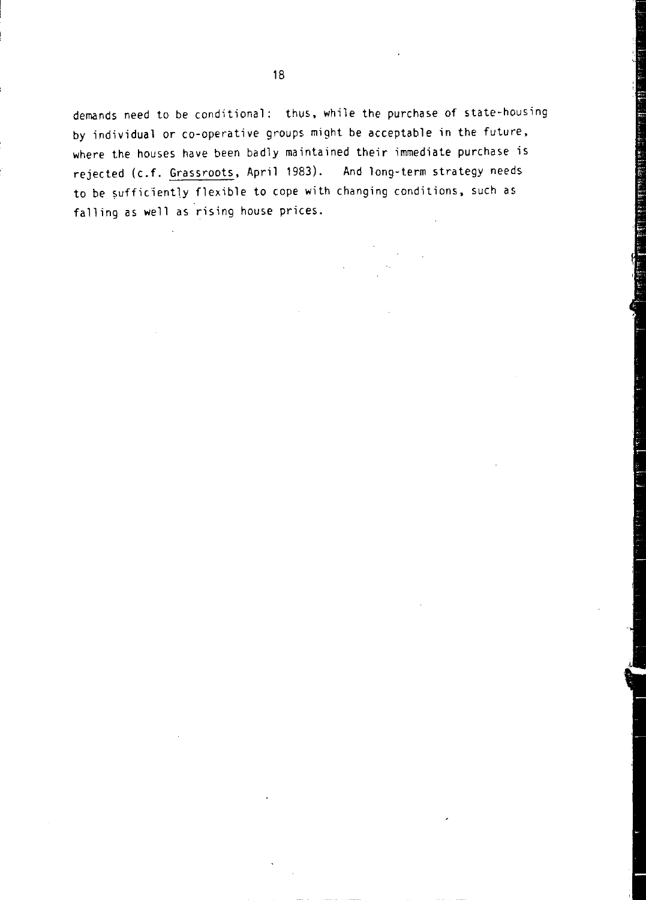demands need to be conditional: thus, while the purchase of state-housing by individual or co-operative groups might be acceptable in the future, where the houses have been badly maintained their immediate purchase is rejected (c.f. Grassroots, April 1983). And long-term strategy needs to be sufficiently flexible to cope with changing conditions, such as falling as well as rising house prices.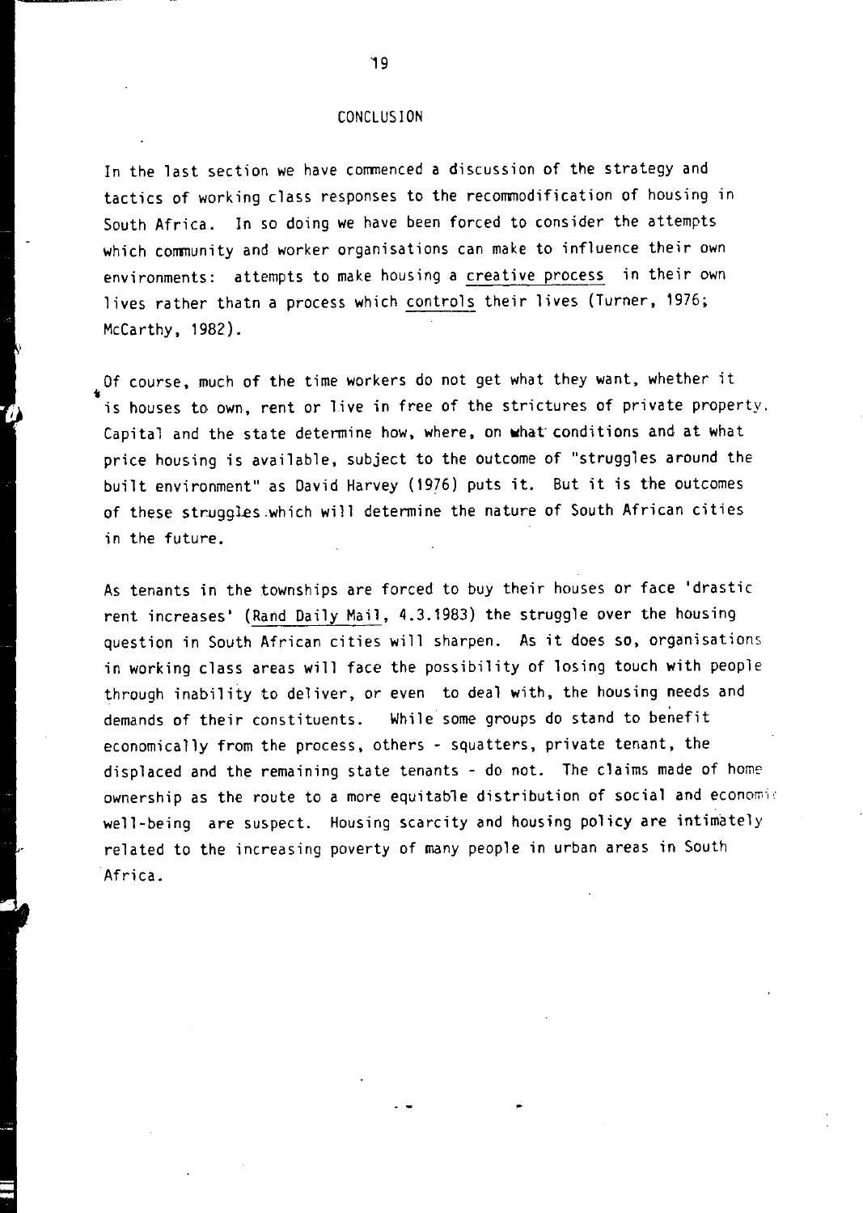## CONCLUSION

In the last section we have commenced a discussion of the strategy and tactics of working class responses to the recommodification of housing in South Africa. In so doing we have been forced to consider the attempts which community and worker organisations can make to influence their own environments: attempts to make housing a creative process in their own lives rather thatn a process which controls their lives (Turner, 1976; McCarthy, 1982).

Of course, much of the time workers do not get what they want, whether it is houses to own, rent or live in free of the strictures of private property. Capital and the state determine how, where, on what conditions and at what price housing is available, subject to the outcome of "struggles around the built environment" as David Harvey (1976) puts it. But it is the outcomes of these struggles which will determine the nature of South African cities in the future.

As tenants in the townships are forced to buy their houses or face 'drastic rent increases' (Rand Daily Mail, 4.3.1983) the struggle over the housing question in South African cities will sharpen. As it does so, organisations in working class areas will face the possibility of losing touch with people through inability to deliver, or even to deal with, the housing needs and demands of their constituents. While some groups do stand to benefit economically from the process, others - squatters, private tenant, the displaced and the remaining state tenants - do not. The claims made of home ownership as the route to a more equitable distribution of social and economic well-being are suspect. Housing scarcity and housing policy are intimately related to the increasing poverty of many people in urban areas in South Africa.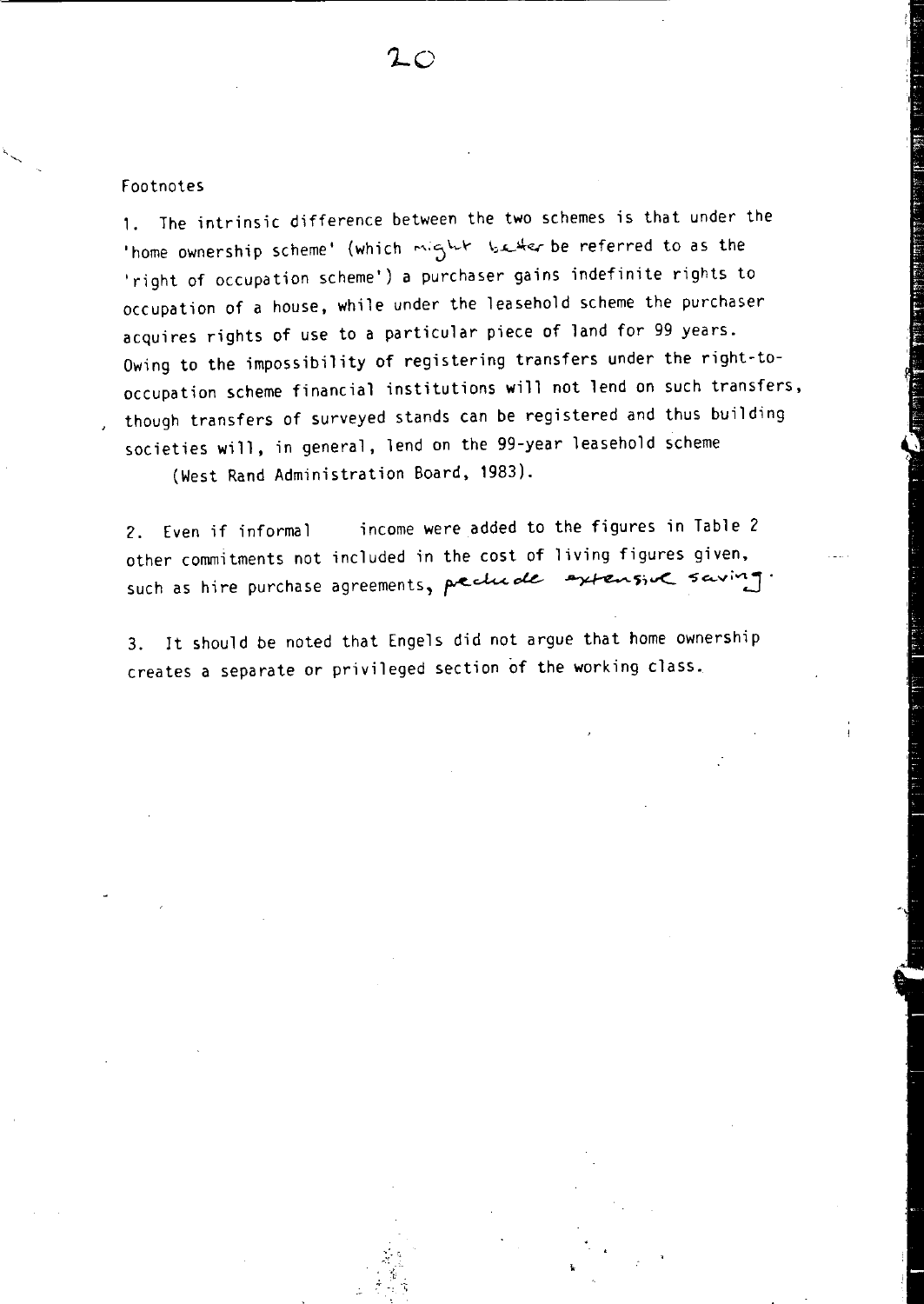Footnotes

1. The intrinsic difference between the two schemes is that under the 'home ownership scheme' (which might better be referred to as the 'right of occupation scheme') a purchaser gains indefinite rights to occupation of a house, while under the leasehold scheme the purchaser acquires rights of use to a particular piece of land for 99 years. Owing to the impossibility of registering transfers under the right-to-occupation scheme financial institutions will not lend on such transfers, though transfers of surveyed stands can be registered and thus building societies will, in general, lend on the 99-year leasehold scheme (West Rand Administration Board, 1983).

2. Even if informal income were added to the figures in Table 2 other commitments not included in the cost of living figures given, such as hire purchase agreements, preclude extensive saving.

3. It should be noted that Engels did not argue that home ownership creates a separate or privileged section of the working class.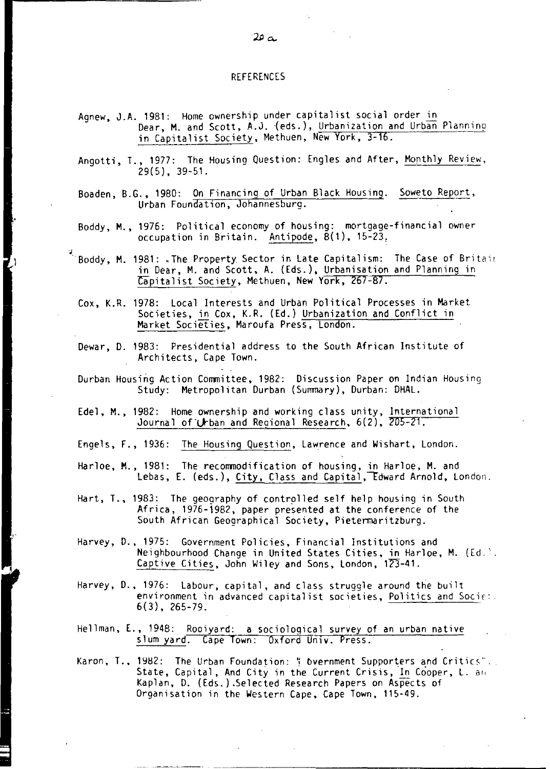## REFERENCES

Agnew, J.A. 1981: Home ownership under capitalist social order in Dear, M. and Scott, A.J. (eds.), Urbanization and Urban Planning in Capitalist Society, Methuen, New York, 3-16.

Angotti, T., 1977: The Housing Question: Engles and After, Monthly Review, 29(5), 39-51.

Boaden, B.G., 1980: On Financing of Urban Black Housing. Soweto Report, Urban Foundation, Johannesburg.

Boddy, M., 1976: Political economy of housing: mortgage-financial owner occupation in Britain. Antipode, 8(1), 15-23.

Boddy, M. 1981: The Property Sector in Late Capitalism: The Case of Britain in Dear, M. and Scott, A. (Eds.), Urbanisation and Planning in Capitalist Society, Methuen, New York, 267-87.

Cox, K.R. 1978: Local Interests and Urban Political Processes in Market Societies, in Cox, K.R. (Ed.) Urbanization and Conflict in Market Societies, Maroufa Press, London.

Dewar, D. 1983: Presidential address to the South African Institute of Architects, Cape Town.

Durban Housing Action Committee, 1982: Discussion Paper on Indian Housing Study: Metropolitan Durban (Summary), Durban: DHAL.

Edel, M., 1982: Home ownership and working class unity, International Journal of Urban and Regional Research, 6(2), 205-21.

Engels, F., 1936: The Housing Question, Lawrence and Wishart, London.

Harloe, M., 1981: The recommodification of housing, in Harloe, M. and Lebas, E. (eds.), City, Class and Capital, Edward Arnold, London.

Hart, T., 1983: The geography of controlled self help housing in South Africa, 1976-1982, paper presented at the conference of the South African Geographical Society, Pietermaritzburg.

Harvey, D., 1975: Government Policies, Financial Institutions and Neighbourhood Change in United States Cities, in Harloe, M. (Ed.). Captive Cities, John Wiley and Sons, London, 123-41.

Harvey, D., 1976: Labour, capital, and class struggle around the built environment in advanced capitalist societies, Politics and Society, 6(3), 265-79.

Hellman, E., 1948: Rooiyard: a sociological survey of an urban native slum yard. Cape Town: Oxford Univ. Press.

Karon, T., 1982: The Urban Foundation: Government Supporters and Critics". State, Capital, And City in the Current Crisis, In Cooper, L. and Kaplan, D. (Eds.).Selected Research Papers on Aspects of Organisation in the Western Cape, Cape Town, 115-49.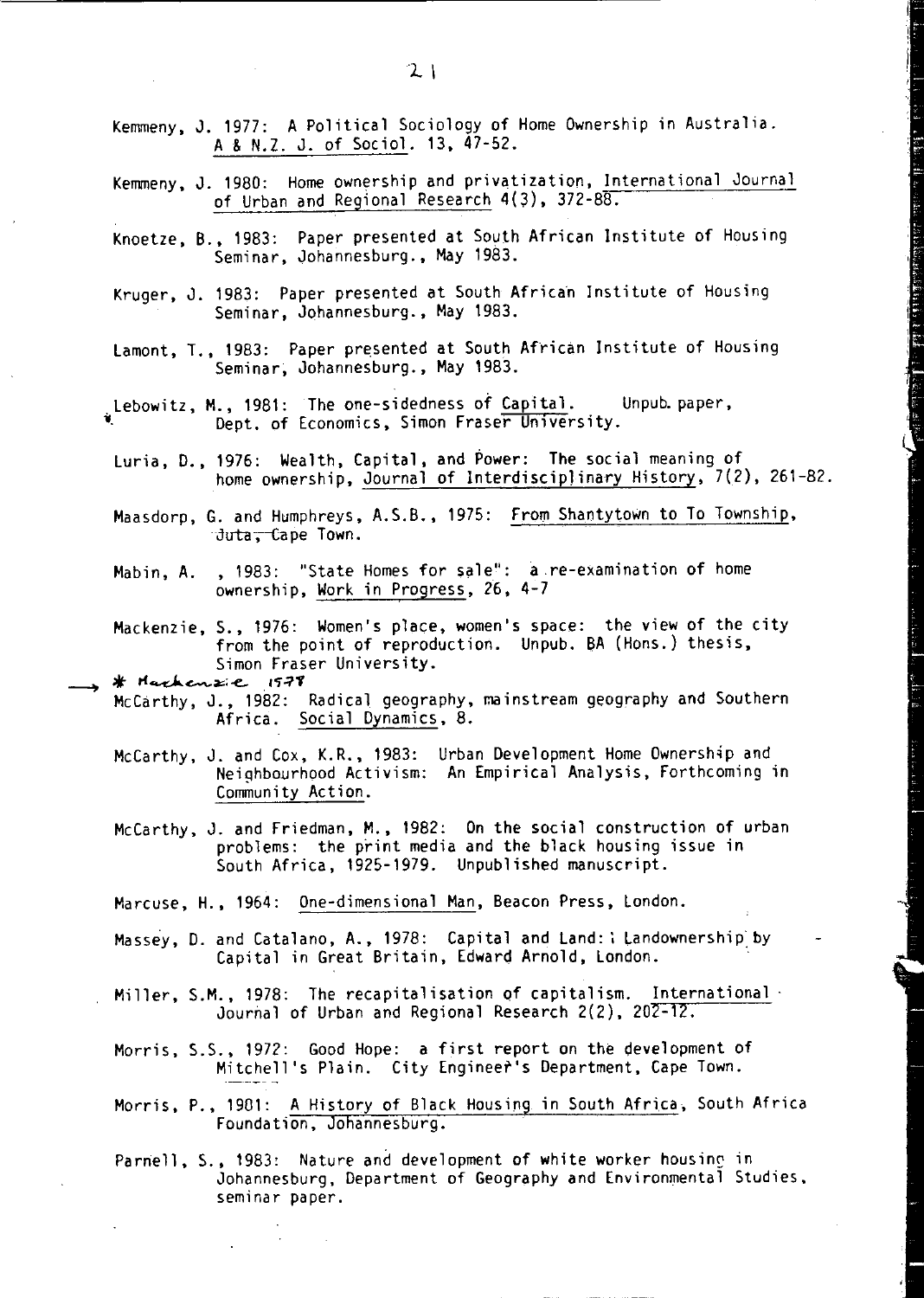Kemmeny, J. 1977: A Political Sociology of Home Ownership in Australia. A & N.Z. J. of Sociol. 13, 47-52.

Kemmeny, J. 1980: Home ownership and privatization, International Journal of Urban and Regional Research 4(3), 372-88.

Knoetze, B., 1983: Paper presented at South African Institute of Housing Seminar, Johannesburg., May 1983.

Kruger, J. 1983: Paper presented at South African Institute of Housing Seminar, Johannesburg., May 1983.

Lamont, T., 1983: Paper presented at South African Institute of Housing Seminar, Johannesburg., May 1983.

Lebowitz, M., 1981: The one-sidedness of Capital. Unpub. paper, Dept. of Economics, Simon Fraser University.

Luria, D., 1976: Wealth, Capital, and Power: The social meaning of home ownership, Journal of Interdisciplinary History, 7(2), 261-82.

Maasdorp, G. and Humphreys, A.S.B., 1975: From Shantytown to To Township, Juta, Cape Town.

Mabin, A. , 1983: "State Homes for sale": a re-examination of home ownership, Work in Progress, 26, 4-7

Mackenzie, S., 1976: Women's place, women's space: the view of the city from the point of reproduction. Unpub. BA (Hons.) thesis, Simon Fraser University.

→ * Mackenzie 1978

McCarthy, J., 1982: Radical geography, mainstream geography and Southern Africa. Social Dynamics, 8.

McCarthy, J. and Cox, K.R., 1983: Urban Development Home Ownership and Neighbourhood Activism: An Empirical Analysis, Forthcoming in Community Action.

McCarthy, J. and Friedman, M., 1982: On the social construction of urban problems: the print media and the black housing issue in South Africa, 1925-1979. Unpublished manuscript.

Marcuse, H., 1964: One-dimensional Man, Beacon Press, London.

Massey, D. and Catalano, A., 1978: Capital and Land: Landownership by Capital in Great Britain, Edward Arnold, London.

Miller, S.M., 1978: The recapitalisation of capitalism. International Journal of Urban and Regional Research 2(2), 202-12.

Morris, S.S., 1972: Good Hope: a first report on the development of Mitchell's Plain. City Engineer's Department, Cape Town.

Morris, P., 1981: A History of Black Housing in South Africa, South Africa Foundation, Johannesburg.

Parnell, S., 1983: Nature and development of white worker housing in Johannesburg, Department of Geography and Environmental Studies, seminar paper.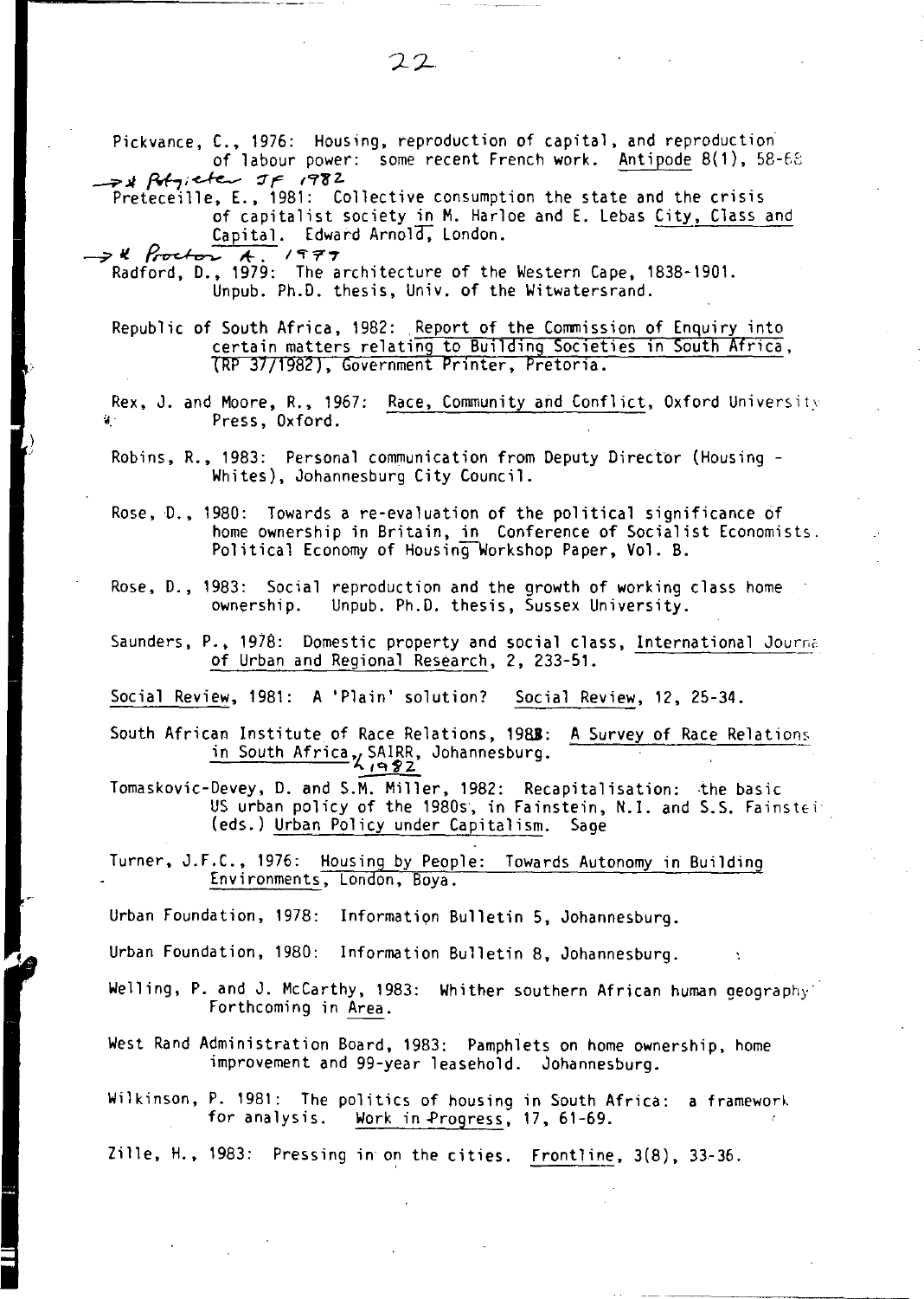Pickvance, C., 1976: Housing, reproduction of capital, and reproduction of labour power: some recent French work. Antipode 8(1), 58-68

→ Pétgiete JF 1982

Preteceille, E., 1981: Collective consumption the state and the crisis of capitalist society in M. Harloe and E. Lebas City, Class and Capital. Edward Arnold, London.

→ Proctor A. 1977

Radford, D., 1979: The architecture of the Western Cape, 1838-1901. Unpub. Ph.D. thesis, Univ. of the Witwatersrand.

Republic of South Africa, 1982: Report of the Commission of Enquiry into certain matters relating to Building Societies in South Africa, (RP 37/1982), Government Printer, Pretoria.

Rex, J. and Moore, R., 1967: Race, Community and Conflict, Oxford University Press, Oxford.

Robins, R., 1983: Personal communication from Deputy Director (Housing - Whites), Johannesburg City Council.

Rose, D., 1980: Towards a re-evaluation of the political significance of home ownership in Britain, in Conference of Socialist Economists. Political Economy of Housing Workshop Paper, Vol. B.

Rose, D., 1983: Social reproduction and the growth of working class home ownership. Unpub. Ph.D. thesis, Sussex University.

Saunders, P., 1978: Domestic property and social class, International Journal of Urban and Regional Research, 2, 233-51.

Social Review, 1981: A 'Plain' solution? Social Review, 12, 25-34.

South African Institute of Race Relations, 1983: A Survey of Race Relations in South Africa, 1982, SAIRR, Johannesburg.

Tomaskovic-Devey, D. and S.M. Miller, 1982: Recapitalisation: the basic US urban policy of the 1980s, in Fainstein, N.I. and S.S. Fainstein (eds.) Urban Policy under Capitalism. Sage

Turner, J.F.C., 1976: Housing by People: Towards Autonomy in Building Environments, London, Boya.

Urban Foundation, 1978: Information Bulletin 5, Johannesburg.

Urban Foundation, 1980: Information Bulletin 8, Johannesburg.

Welling, P. and J. McCarthy, 1983: Whither southern African human geography? Forthcoming in Area.

West Rand Administration Board, 1983: Pamphlets on home ownership, home improvement and 99-year leasehold. Johannesburg.

Wilkinson, P. 1981: The politics of housing in South Africa: a framework for analysis. Work in Progress, 17, 61-69.

Zille, H., 1983: Pressing in on the cities. Frontline, 3(8), 33-36.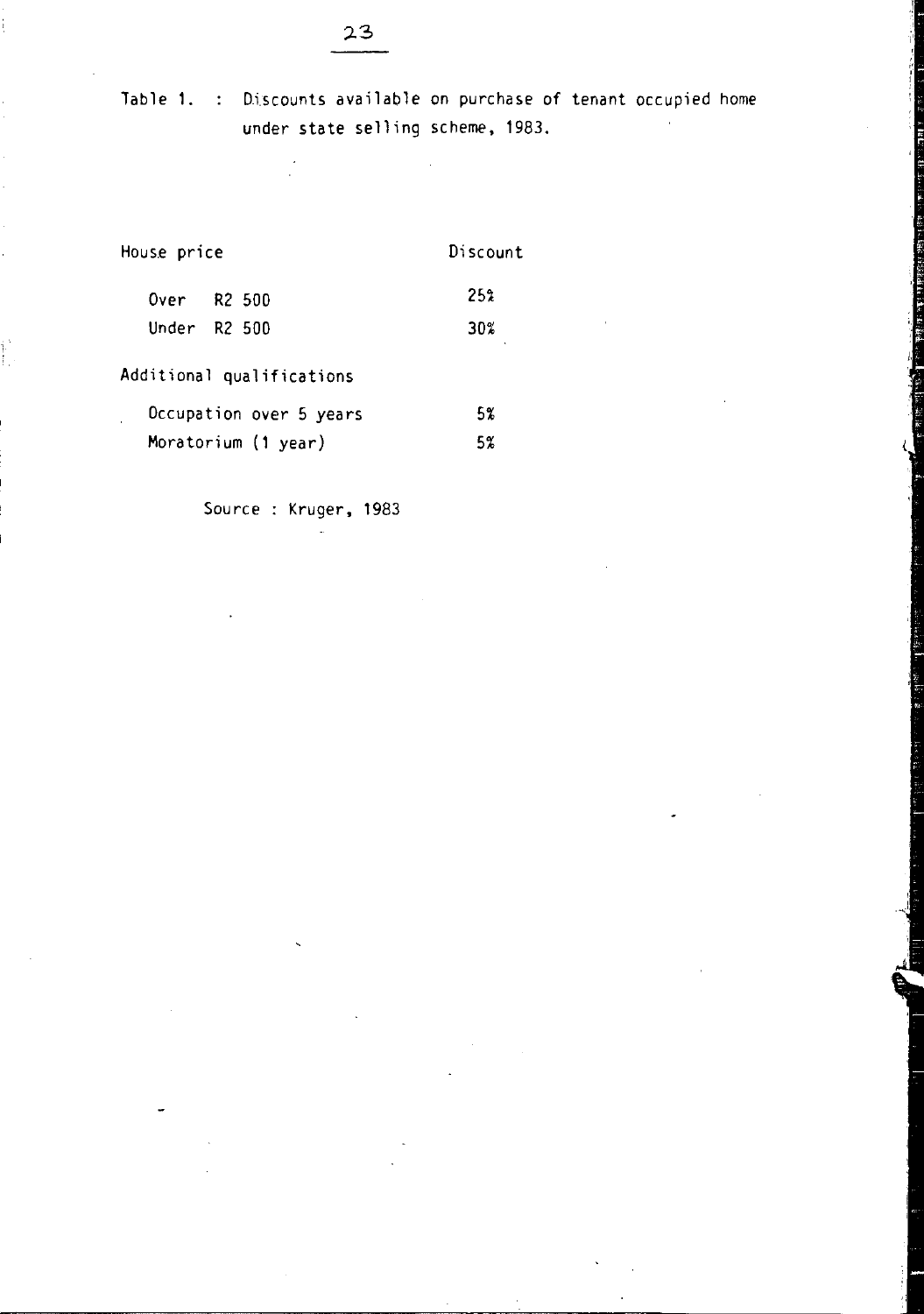Table 1. : Discounts available on purchase of tenant occupied home under state selling scheme, 1983.

| House price | Discount |
| --- | --- |
| Over R2 500 | 25% |
| Under R2 500 | 30% |
| **Additional qualifications** | |
| Occupation over 5 years | 5% |
| Moratorium (1 year) | 5% |

Source : Kruger, 1983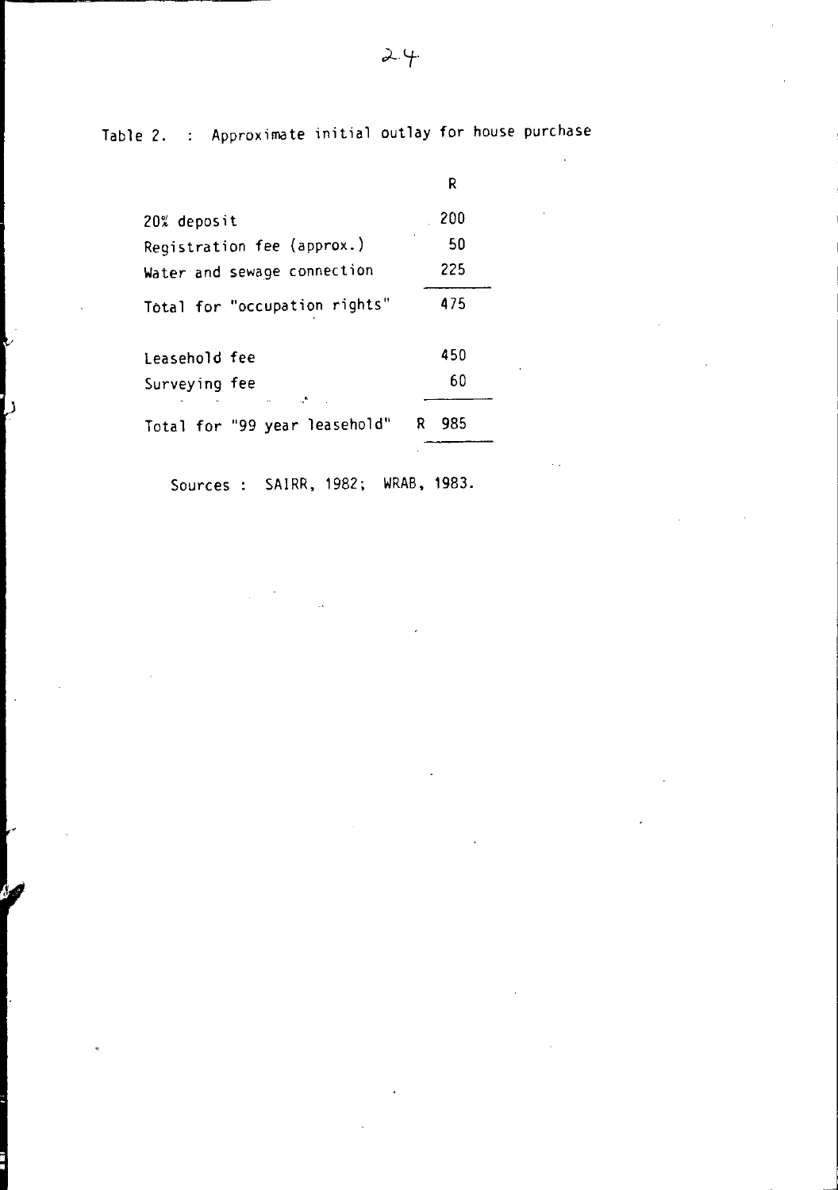Table 2. : Approximate initial outlay for house purchase

| | R |
|---|---|
| 20% deposit | 200 |
| Registration fee (approx.) | 50 |
| Water and sewage connection | 225 |
| Total for "occupation rights" | 475 |
| Leasehold fee | 450 |
| Surveying fee | 60 |
| Total for "99 year leasehold" | R 985 |

Sources : SAIRR, 1982; WRAB, 1983.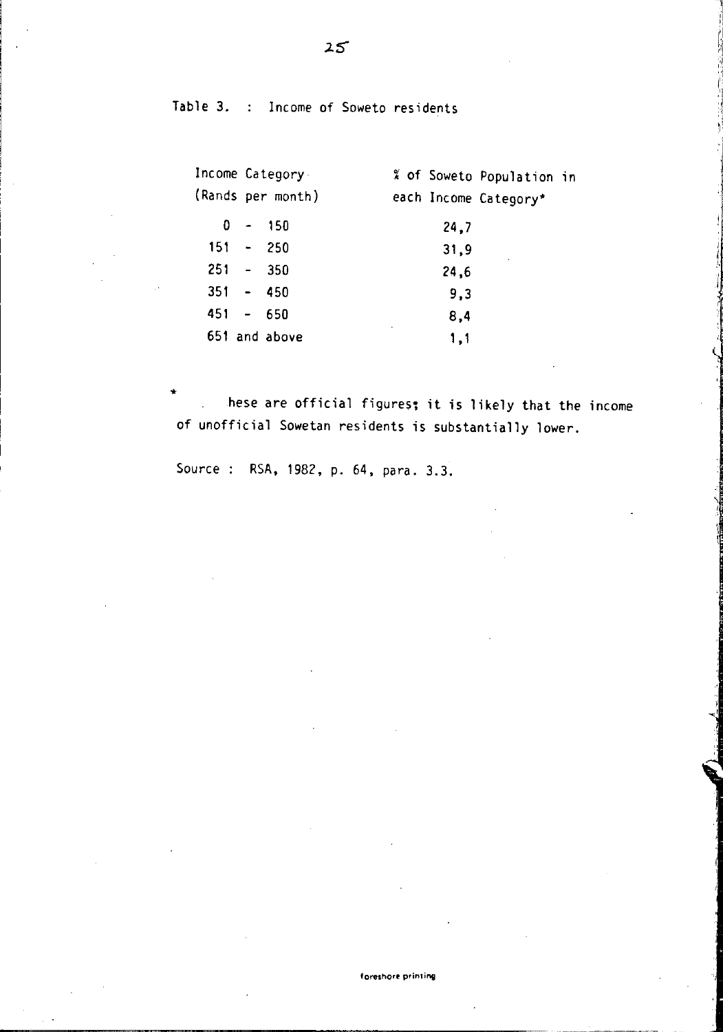Table 3. : Income of Soweto residents

| Income Category (Rands per month) | % of Soweto Population in each Income Category* |
|---|---|
| 0 - 150 | 24,7 |
| 151 - 250 | 31,9 |
| 251 - 350 | 24,6 |
| 351 - 450 | 9,3 |
| 451 - 650 | 8,4 |
| 651 and above | 1,1 |

* hese are official figures; it is likely that the income of unofficial Sowetan residents is substantially lower.

Source : RSA, 1982, p. 64, para. 3.3.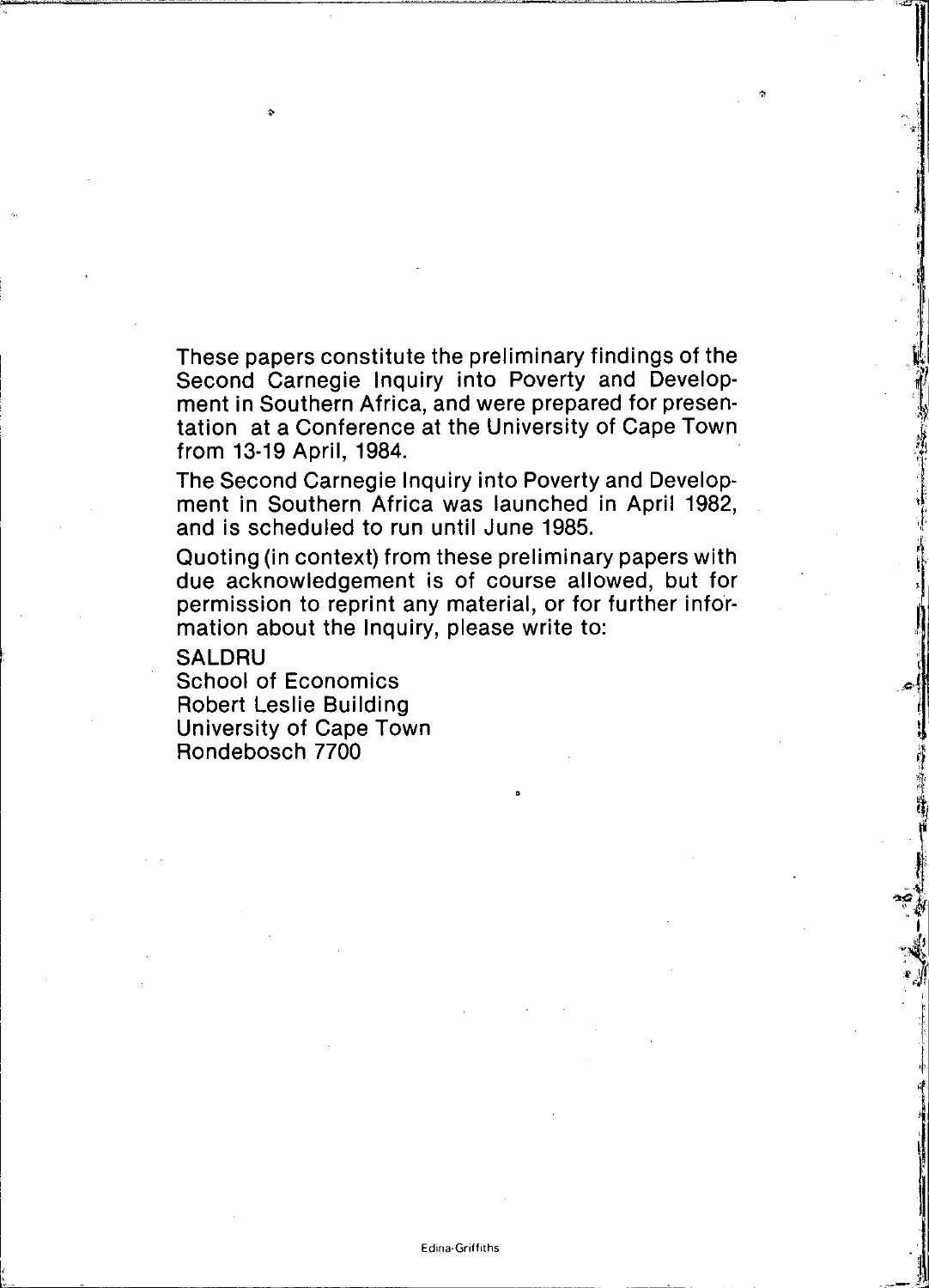These papers constitute the preliminary findings of the Second Carnegie Inquiry into Poverty and Development in Southern Africa, and were prepared for presentation at a Conference at the University of Cape Town from 13-19 April, 1984.

The Second Carnegie Inquiry into Poverty and Development in Southern Africa was launched in April 1982, and is scheduled to run until June 1985.

Quoting (in context) from these preliminary papers with due acknowledgement is of course allowed, but for permission to reprint any material, or for further information about the Inquiry, please write to:

SALDRU
School of Economics
Robert Leslie Building
University of Cape Town
Rondebosch 7700

Edina-Griffiths